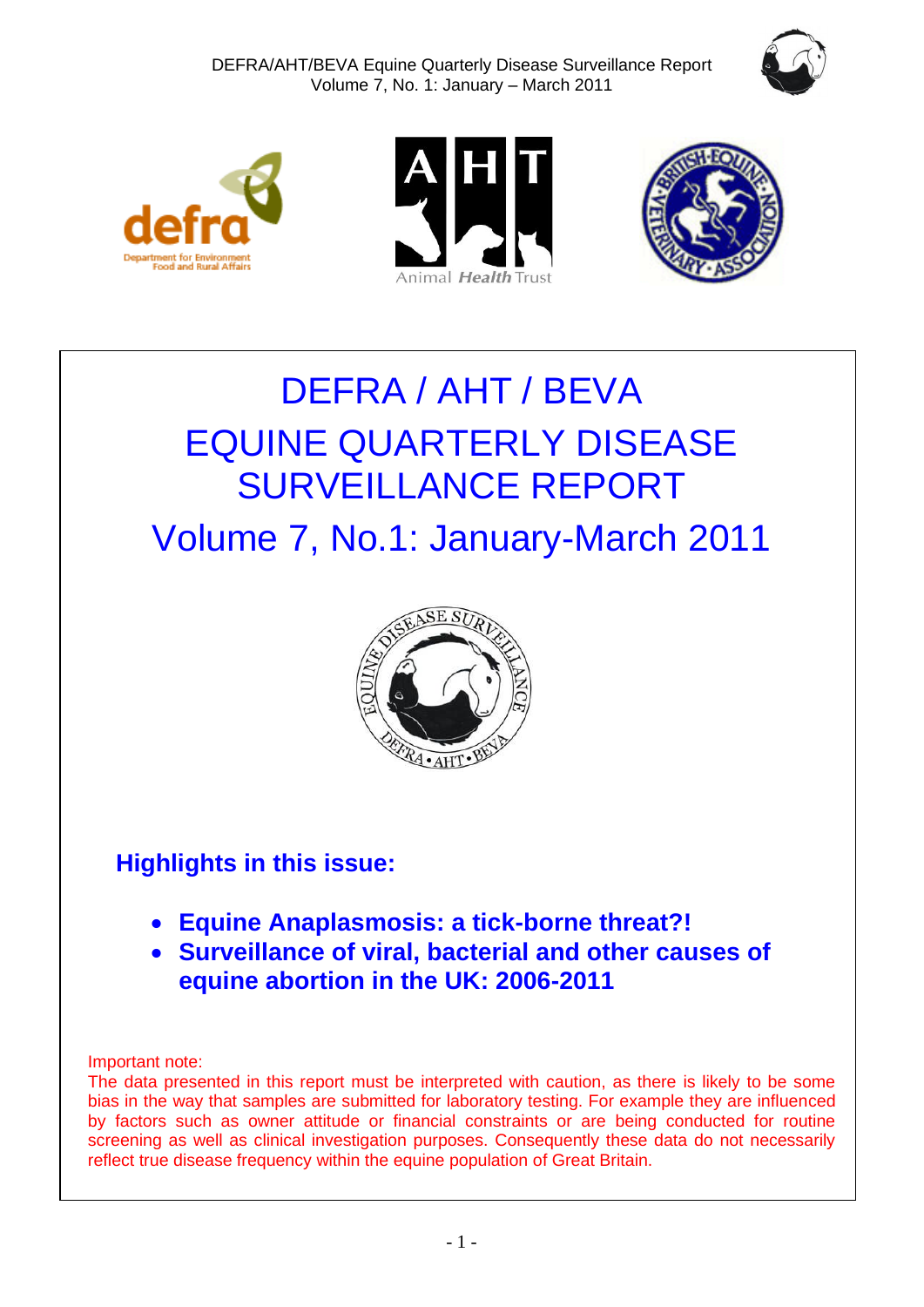# DEFRA / AHT / BEVA EQUINE QUARTERLY DISEASE SURVEILLANCE REPORT

# Volume 7, No.1: January-March 2011

## Highlights in this issue:

- **Equine Anaplasmosis: a tick-borne threat?!**
- **Surveillance of viral, bacterial and other causes of equine abortion in the UK: 2006-2011**

Important note:

The data presented in this report must be interpreted with caution, as there is likely to be some bias in the way that samples are submitted for laboratory testing. For example they are influenced by factors such as owner attitude or financial constraints or are being conducted for routine screening as well as clinical investigation purposes. Consequently these data do not necessarily reflect true disease frequency within the equine population of Great Britain.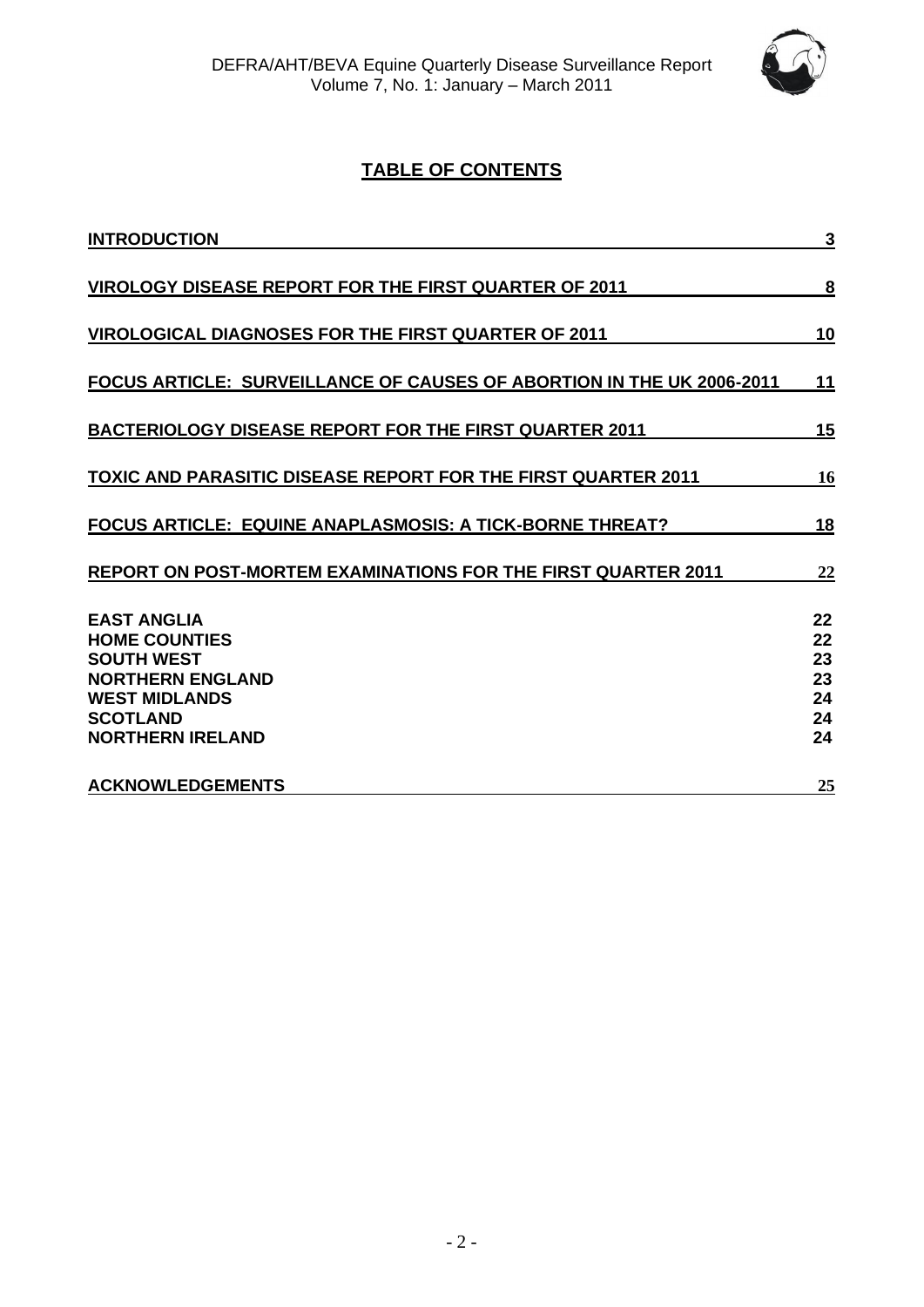# TABLE OF CONTENTS

| | |
|---|---|
| INTRODUCTION | 3 |
| VIROLOGY DISEASE REPORT FOR THE FIRST QUARTER OF 2011 | 8 |
| VIROLOGICAL DIAGNOSES FOR THE FIRST QUARTER OF 2011 | 10 |
| FOCUS ARTICLE: SURVEILLANCE OF CAUSES OF ABORTION IN THE UK 2006-2011 | 11 |
| BACTERIOLOGY DISEASE REPORT FOR THE FIRST QUARTER 2011 | 15 |
| TOXIC AND PARASITIC DISEASE REPORT FOR THE FIRST QUARTER 2011 | 16 |
| FOCUS ARTICLE: EQUINE ANAPLASMOSIS: A TICK-BORNE THREAT? | 18 |
| REPORT ON POST-MORTEM EXAMINATIONS FOR THE FIRST QUARTER 2011 | 22 |
| EAST ANGLIA | 22 |
| HOME COUNTIES | 22 |
| SOUTH WEST | 23 |
| NORTHERN ENGLAND | 23 |
| WEST MIDLANDS | 24 |
| SCOTLAND | 24 |
| NORTHERN IRELAND | 24 |
| ACKNOWLEDGEMENTS | 25 |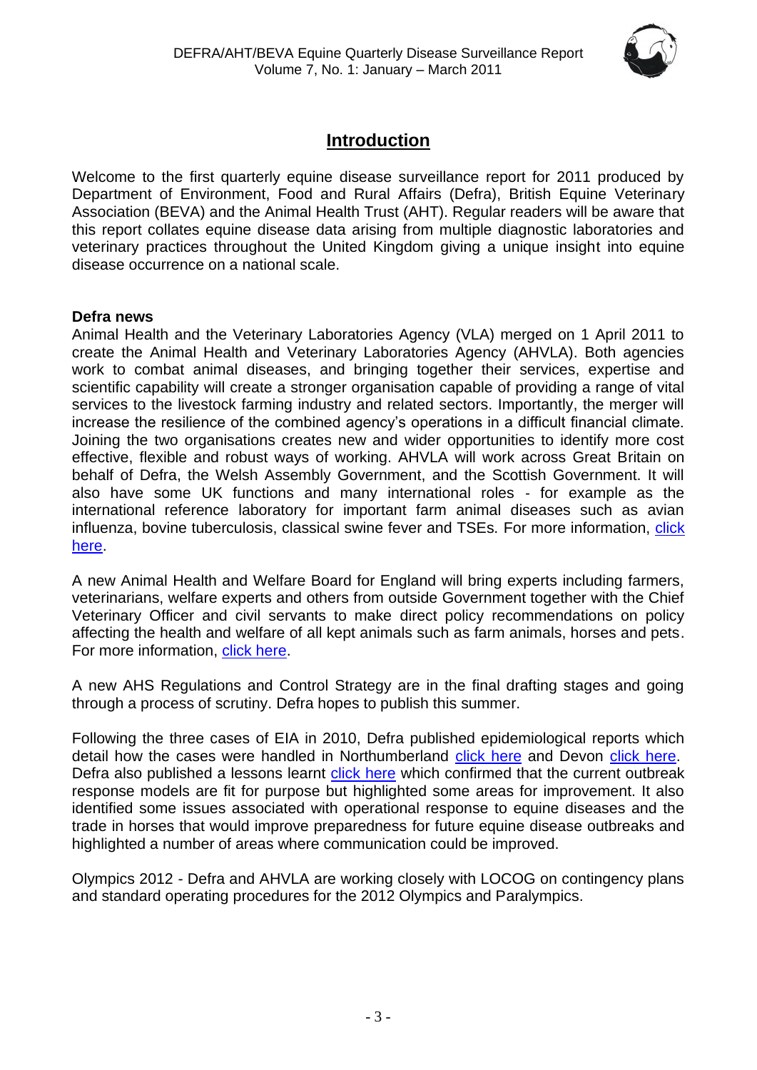# Introduction

Welcome to the first quarterly equine disease surveillance report for 2011 produced by Department of Environment, Food and Rural Affairs (Defra), British Equine Veterinary Association (BEVA) and the Animal Health Trust (AHT). Regular readers will be aware that this report collates equine disease data arising from multiple diagnostic laboratories and veterinary practices throughout the United Kingdom giving a unique insight into equine disease occurrence on a national scale.

**Defra news**

Animal Health and the Veterinary Laboratories Agency (VLA) merged on 1 April 2011 to create the Animal Health and Veterinary Laboratories Agency (AHVLA). Both agencies work to combat animal diseases, and bringing together their services, expertise and scientific capability will create a stronger organisation capable of providing a range of vital services to the livestock farming industry and related sectors. Importantly, the merger will increase the resilience of the combined agency's operations in a difficult financial climate. Joining the two organisations creates new and wider opportunities to identify more cost effective, flexible and robust ways of working. AHVLA will work across Great Britain on behalf of Defra, the Welsh Assembly Government, and the Scottish Government. It will also have some UK functions and many international roles - for example as the international reference laboratory for important farm animal diseases such as avian influenza, bovine tuberculosis, classical swine fever and TSEs. For more information, click here.

A new Animal Health and Welfare Board for England will bring experts including farmers, veterinarians, welfare experts and others from outside Government together with the Chief Veterinary Officer and civil servants to make direct policy recommendations on policy affecting the health and welfare of all kept animals such as farm animals, horses and pets. For more information, click here.

A new AHS Regulations and Control Strategy are in the final drafting stages and going through a process of scrutiny. Defra hopes to publish this summer.

Following the three cases of EIA in 2010, Defra published epidemiological reports which detail how the cases were handled in Northumberland click here and Devon click here. Defra also published a lessons learnt click here which confirmed that the current outbreak response models are fit for purpose but highlighted some areas for improvement. It also identified some issues associated with operational response to equine diseases and the trade in horses that would improve preparedness for future equine disease outbreaks and highlighted a number of areas where communication could be improved.

Olympics 2012 - Defra and AHVLA are working closely with LOCOG on contingency plans and standard operating procedures for the 2012 Olympics and Paralympics.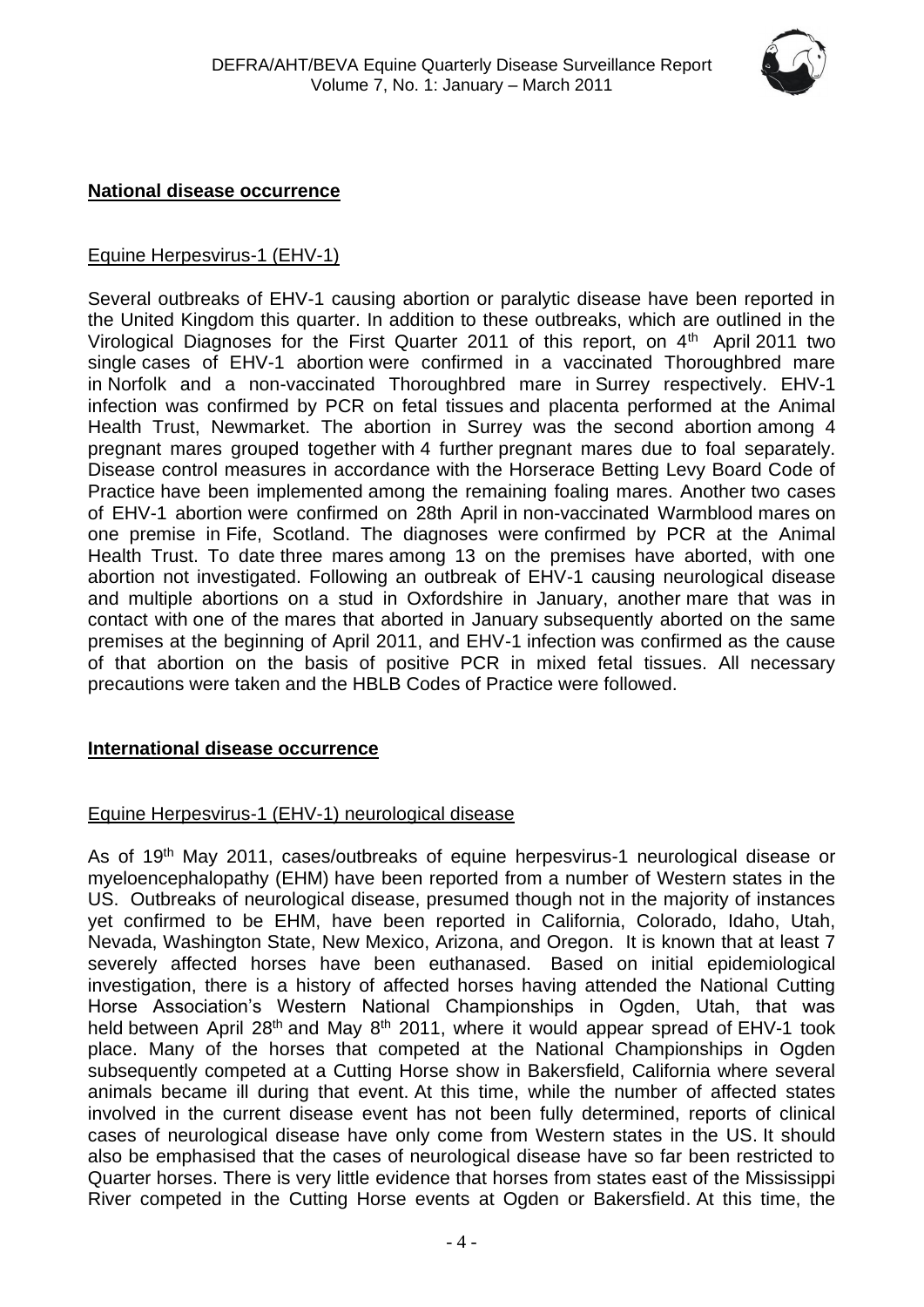## National disease occurrence

### Equine Herpesvirus-1 (EHV-1)

Several outbreaks of EHV-1 causing abortion or paralytic disease have been reported in the United Kingdom this quarter. In addition to these outbreaks, which are outlined in the Virological Diagnoses for the First Quarter 2011 of this report, on 4th April 2011 two single cases of EHV-1 abortion were confirmed in a vaccinated Thoroughbred mare in Norfolk and a non-vaccinated Thoroughbred mare in Surrey respectively. EHV-1 infection was confirmed by PCR on fetal tissues and placenta performed at the Animal Health Trust, Newmarket. The abortion in Surrey was the second abortion among 4 pregnant mares grouped together with 4 further pregnant mares due to foal separately. Disease control measures in accordance with the Horserace Betting Levy Board Code of Practice have been implemented among the remaining foaling mares. Another two cases of EHV-1 abortion were confirmed on 28th April in non-vaccinated Warmblood mares on one premise in Fife, Scotland. The diagnoses were confirmed by PCR at the Animal Health Trust. To date three mares among 13 on the premises have aborted, with one abortion not investigated. Following an outbreak of EHV-1 causing neurological disease and multiple abortions on a stud in Oxfordshire in January, another mare that was in contact with one of the mares that aborted in January subsequently aborted on the same premises at the beginning of April 2011, and EHV-1 infection was confirmed as the cause of that abortion on the basis of positive PCR in mixed fetal tissues. All necessary precautions were taken and the HBLB Codes of Practice were followed.

## International disease occurrence

### Equine Herpesvirus-1 (EHV-1) neurological disease

As of 19th May 2011, cases/outbreaks of equine herpesvirus-1 neurological disease or myeloencephalopathy (EHM) have been reported from a number of Western states in the US. Outbreaks of neurological disease, presumed though not in the majority of instances yet confirmed to be EHM, have been reported in California, Colorado, Idaho, Utah, Nevada, Washington State, New Mexico, Arizona, and Oregon. It is known that at least 7 severely affected horses have been euthanased. Based on initial epidemiological investigation, there is a history of affected horses having attended the National Cutting Horse Association's Western National Championships in Ogden, Utah, that was held between April 28th and May 8th 2011, where it would appear spread of EHV-1 took place. Many of the horses that competed at the National Championships in Ogden subsequently competed at a Cutting Horse show in Bakersfield, California where several animals became ill during that event. At this time, while the number of affected states involved in the current disease event has not been fully determined, reports of clinical cases of neurological disease have only come from Western states in the US. It should also be emphasised that the cases of neurological disease have so far been restricted to Quarter horses. There is very little evidence that horses from states east of the Mississippi River competed in the Cutting Horse events at Ogden or Bakersfield. At this time, the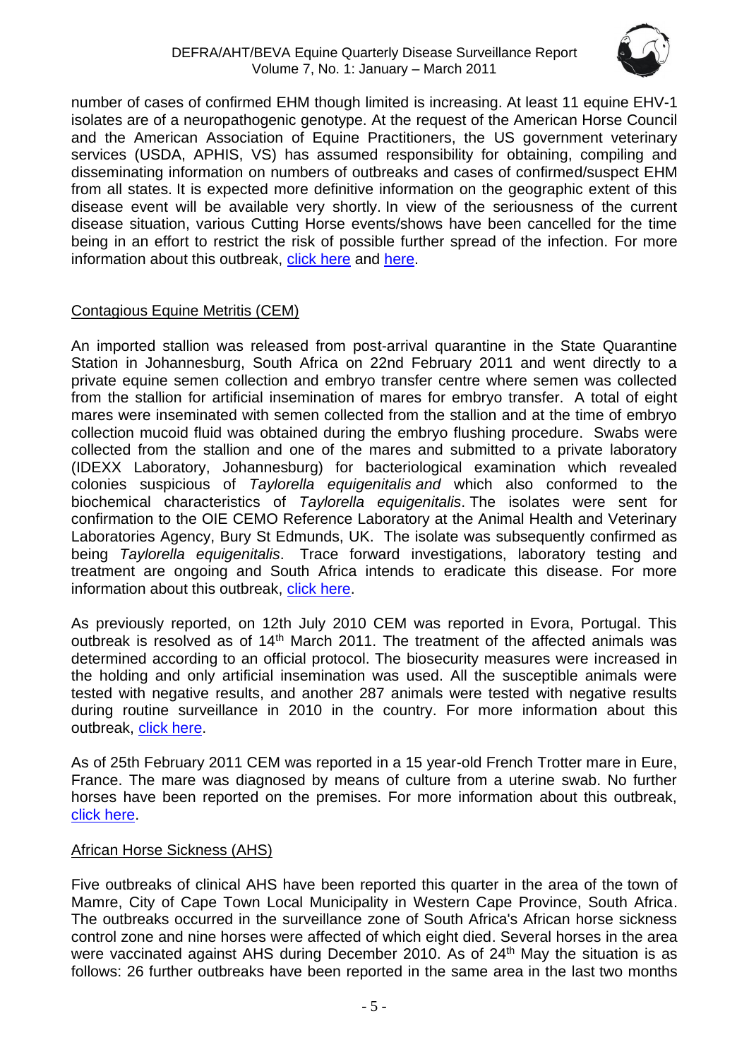number of cases of confirmed EHM though limited is increasing. At least 11 equine EHV-1 isolates are of a neuropathogenic genotype. At the request of the American Horse Council and the American Association of Equine Practitioners, the US government veterinary services (USDA, APHIS, VS) has assumed responsibility for obtaining, compiling and disseminating information on numbers of outbreaks and cases of confirmed/suspect EHM from all states. It is expected more definitive information on the geographic extent of this disease event will be available very shortly. In view of the seriousness of the current disease situation, various Cutting Horse events/shows have been cancelled for the time being in an effort to restrict the risk of possible further spread of the infection. For more information about this outbreak, click here and here.

## Contagious Equine Metritis (CEM)

An imported stallion was released from post-arrival quarantine in the State Quarantine Station in Johannesburg, South Africa on 22nd February 2011 and went directly to a private equine semen collection and embryo transfer centre where semen was collected from the stallion for artificial insemination of mares for embryo transfer. A total of eight mares were inseminated with semen collected from the stallion and at the time of embryo collection mucoid fluid was obtained during the embryo flushing procedure. Swabs were collected from the stallion and one of the mares and submitted to a private laboratory (IDEXX Laboratory, Johannesburg) for bacteriological examination which revealed colonies suspicious of *Taylorella equigenitalis* and which also conformed to the biochemical characteristics of *Taylorella equigenitalis*. The isolates were sent for confirmation to the OIE CEMO Reference Laboratory at the Animal Health and Veterinary Laboratories Agency, Bury St Edmunds, UK. The isolate was subsequently confirmed as being *Taylorella equigenitalis*. Trace forward investigations, laboratory testing and treatment are ongoing and South Africa intends to eradicate this disease. For more information about this outbreak, click here.

As previously reported, on 12th July 2010 CEM was reported in Evora, Portugal. This outbreak is resolved as of 14th March 2011. The treatment of the affected animals was determined according to an official protocol. The biosecurity measures were increased in the holding and only artificial insemination was used. All the susceptible animals were tested with negative results, and another 287 animals were tested with negative results during routine surveillance in 2010 in the country. For more information about this outbreak, click here.

As of 25th February 2011 CEM was reported in a 15 year-old French Trotter mare in Eure, France. The mare was diagnosed by means of culture from a uterine swab. No further horses have been reported on the premises. For more information about this outbreak, click here.

## African Horse Sickness (AHS)

Five outbreaks of clinical AHS have been reported this quarter in the area of the town of Mamre, City of Cape Town Local Municipality in Western Cape Province, South Africa. The outbreaks occurred in the surveillance zone of South Africa's African horse sickness control zone and nine horses were affected of which eight died. Several horses in the area were vaccinated against AHS during December 2010. As of 24th May the situation is as follows: 26 further outbreaks have been reported in the same area in the last two months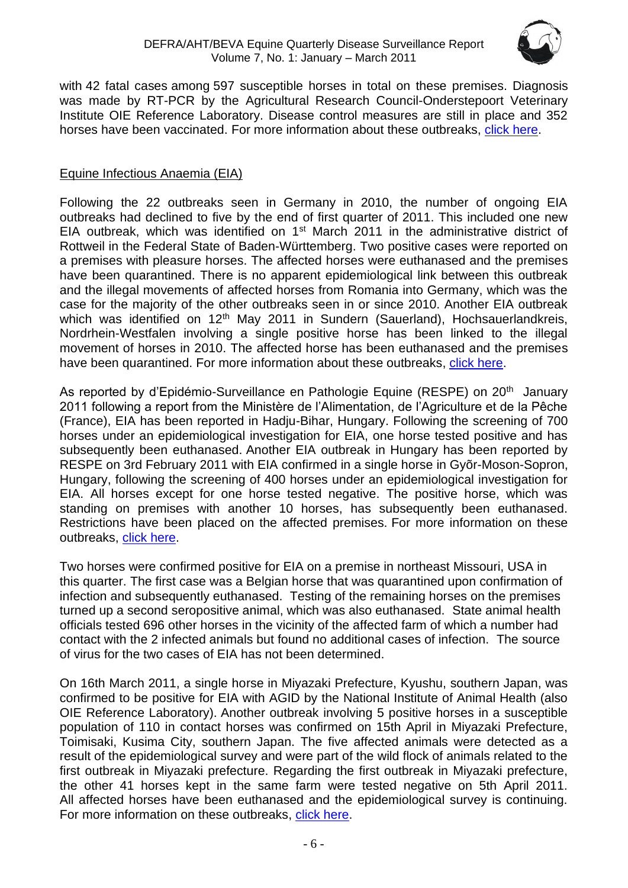with 42 fatal cases among 597 susceptible horses in total on these premises. Diagnosis was made by RT-PCR by the Agricultural Research Council-Onderstepoort Veterinary Institute OIE Reference Laboratory. Disease control measures are still in place and 352 horses have been vaccinated. For more information about these outbreaks, click here.

## Equine Infectious Anaemia (EIA)

Following the 22 outbreaks seen in Germany in 2010, the number of ongoing EIA outbreaks had declined to five by the end of first quarter of 2011. This included one new EIA outbreak, which was identified on 1st March 2011 in the administrative district of Rottweil in the Federal State of Baden-Württemberg. Two positive cases were reported on a premises with pleasure horses. The affected horses were euthanased and the premises have been quarantined. There is no apparent epidemiological link between this outbreak and the illegal movements of affected horses from Romania into Germany, which was the case for the majority of the other outbreaks seen in or since 2010. Another EIA outbreak which was identified on 12th May 2011 in Sundern (Sauerland), Hochsauerlandkreis, Nordrhein-Westfalen involving a single positive horse has been linked to the illegal movement of horses in 2010. The affected horse has been euthanased and the premises have been quarantined. For more information about these outbreaks, click here.

As reported by d'Epidémio-Surveillance en Pathologie Equine (RESPE) on 20th January 2011 following a report from the Ministère de l'Alimentation, de l'Agriculture et de la Pêche (France), EIA has been reported in Hadju-Bihar, Hungary. Following the screening of 700 horses under an epidemiological investigation for EIA, one horse tested positive and has subsequently been euthanased. Another EIA outbreak in Hungary has been reported by RESPE on 3rd February 2011 with EIA confirmed in a single horse in Gyõr-Moson-Sopron, Hungary, following the screening of 400 horses under an epidemiological investigation for EIA. All horses except for one horse tested negative. The positive horse, which was standing on premises with another 10 horses, has subsequently been euthanased. Restrictions have been placed on the affected premises. For more information on these outbreaks, click here.

Two horses were confirmed positive for EIA on a premise in northeast Missouri, USA in this quarter. The first case was a Belgian horse that was quarantined upon confirmation of infection and subsequently euthanased. Testing of the remaining horses on the premises turned up a second seropositive animal, which was also euthanased. State animal health officials tested 696 other horses in the vicinity of the affected farm of which a number had contact with the 2 infected animals but found no additional cases of infection. The source of virus for the two cases of EIA has not been determined.

On 16th March 2011, a single horse in Miyazaki Prefecture, Kyushu, southern Japan, was confirmed to be positive for EIA with AGID by the National Institute of Animal Health (also OIE Reference Laboratory). Another outbreak involving 5 positive horses in a susceptible population of 110 in contact horses was confirmed on 15th April in Miyazaki Prefecture, Toimisaki, Kusima City, southern Japan. The five affected animals were detected as a result of the epidemiological survey and were part of the wild flock of animals related to the first outbreak in Miyazaki prefecture. Regarding the first outbreak in Miyazaki prefecture, the other 41 horses kept in the same farm were tested negative on 5th April 2011. All affected horses have been euthanased and the epidemiological survey is continuing. For more information on these outbreaks, click here.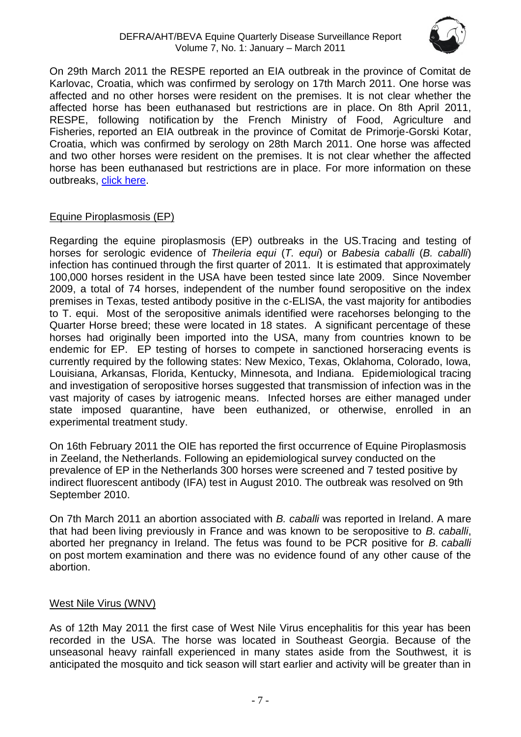On 29th March 2011 the RESPE reported an EIA outbreak in the province of Comitat de Karlovac, Croatia, which was confirmed by serology on 17th March 2011. One horse was affected and no other horses were resident on the premises. It is not clear whether the affected horse has been euthanased but restrictions are in place. On 8th April 2011, RESPE, following notification by the French Ministry of Food, Agriculture and Fisheries, reported an EIA outbreak in the province of Comitat de Primorje-Gorski Kotar, Croatia, which was confirmed by serology on 28th March 2011. One horse was affected and two other horses were resident on the premises. It is not clear whether the affected horse has been euthanased but restrictions are in place. For more information on these outbreaks, [click here](#).

## Equine Piroplasmosis (EP)

Regarding the equine piroplasmosis (EP) outbreaks in the US.Tracing and testing of horses for serologic evidence of *Theileria equi* (*T. equi*) or *Babesia caballi* (*B. caballi*) infection has continued through the first quarter of 2011. It is estimated that approximately 100,000 horses resident in the USA have been tested since late 2009. Since November 2009, a total of 74 horses, independent of the number found seropositive on the index premises in Texas, tested antibody positive in the c-ELISA, the vast majority for antibodies to T. equi. Most of the seropositive animals identified were racehorses belonging to the Quarter Horse breed; these were located in 18 states. A significant percentage of these horses had originally been imported into the USA, many from countries known to be endemic for EP. EP testing of horses to compete in sanctioned horseracing events is currently required by the following states: New Mexico, Texas, Oklahoma, Colorado, Iowa, Louisiana, Arkansas, Florida, Kentucky, Minnesota, and Indiana. Epidemiological tracing and investigation of seropositive horses suggested that transmission of infection was in the vast majority of cases by iatrogenic means. Infected horses are either managed under state imposed quarantine, have been euthanized, or otherwise, enrolled in an experimental treatment study.

On 16th February 2011 the OIE has reported the first occurrence of Equine Piroplasmosis in Zeeland, the Netherlands. Following an epidemiological survey conducted on the prevalence of EP in the Netherlands 300 horses were screened and 7 tested positive by indirect fluorescent antibody (IFA) test in August 2010. The outbreak was resolved on 9th September 2010.

On 7th March 2011 an abortion associated with *B. caballi* was reported in Ireland. A mare that had been living previously in France and was known to be seropositive to *B. caballi*, aborted her pregnancy in Ireland. The fetus was found to be PCR positive for *B. caballi* on post mortem examination and there was no evidence found of any other cause of the abortion.

## West Nile Virus (WNV)

As of 12th May 2011 the first case of West Nile Virus encephalitis for this year has been recorded in the USA. The horse was located in Southeast Georgia. Because of the unseasonal heavy rainfall experienced in many states aside from the Southwest, it is anticipated the mosquito and tick season will start earlier and activity will be greater than in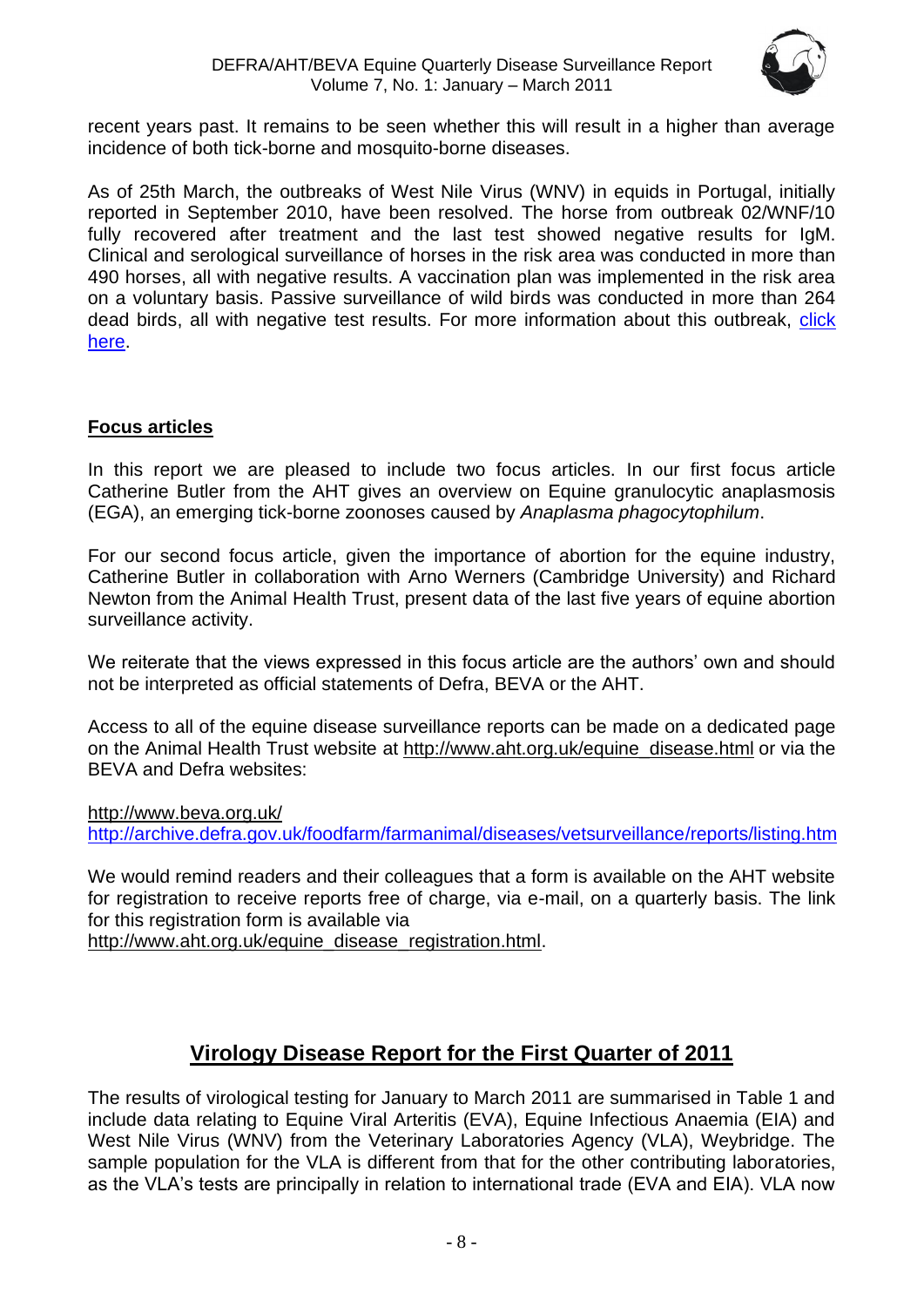recent years past. It remains to be seen whether this will result in a higher than average incidence of both tick-borne and mosquito-borne diseases.

As of 25th March, the outbreaks of West Nile Virus (WNV) in equids in Portugal, initially reported in September 2010, have been resolved. The horse from outbreak 02/WNF/10 fully recovered after treatment and the last test showed negative results for IgM. Clinical and serological surveillance of horses in the risk area was conducted in more than 490 horses, all with negative results. A vaccination plan was implemented in the risk area on a voluntary basis. Passive surveillance of wild birds was conducted in more than 264 dead birds, all with negative test results. For more information about this outbreak, click here.

**Focus articles**

In this report we are pleased to include two focus articles. In our first focus article Catherine Butler from the AHT gives an overview on Equine granulocytic anaplasmosis (EGA), an emerging tick-borne zoonoses caused by *Anaplasma phagocytophilum*.

For our second focus article, given the importance of abortion for the equine industry, Catherine Butler in collaboration with Arno Werners (Cambridge University) and Richard Newton from the Animal Health Trust, present data of the last five years of equine abortion surveillance activity.

We reiterate that the views expressed in this focus article are the authors' own and should not be interpreted as official statements of Defra, BEVA or the AHT.

Access to all of the equine disease surveillance reports can be made on a dedicated page on the Animal Health Trust website at http://www.aht.org.uk/equine_disease.html or via the BEVA and Defra websites:

http://www.beva.org.uk/
http://archive.defra.gov.uk/foodfarm/farmanimal/diseases/vetsurveillance/reports/listing.htm

We would remind readers and their colleagues that a form is available on the AHT website for registration to receive reports free of charge, via e-mail, on a quarterly basis. The link for this registration form is available via http://www.aht.org.uk/equine_disease_registration.html.

## Virology Disease Report for the First Quarter of 2011

The results of virological testing for January to March 2011 are summarised in Table 1 and include data relating to Equine Viral Arteritis (EVA), Equine Infectious Anaemia (EIA) and West Nile Virus (WNV) from the Veterinary Laboratories Agency (VLA), Weybridge. The sample population for the VLA is different from that for the other contributing laboratories, as the VLA's tests are principally in relation to international trade (EVA and EIA). VLA now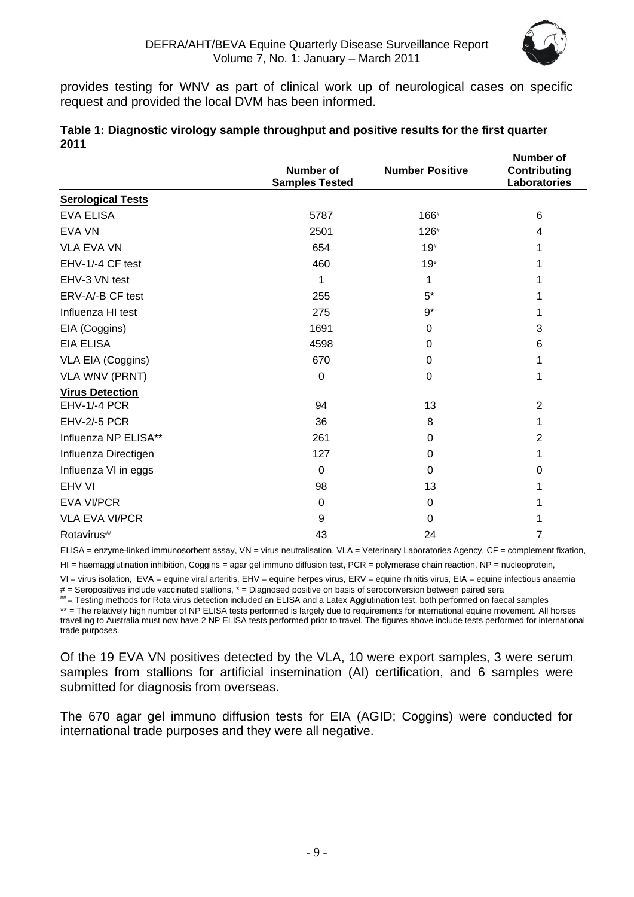provides testing for WNV as part of clinical work up of neurological cases on specific request and provided the local DVM has been informed.

**Table 1: Diagnostic virology sample throughput and positive results for the first quarter 2011**

| | Number of Samples Tested | Number Positive | Number of Contributing Laboratories |
|---|---|---|---|
| **Serological Tests** | | | |
| EVA ELISA | 5787 | 166# | 6 |
| EVA VN | 2501 | 126# | 4 |
| VLA EVA VN | 654 | 19# | 1 |
| EHV-1/-4 CF test | 460 | 19* | 1 |
| EHV-3 VN test | 1 | 1 | 1 |
| ERV-A/-B CF test | 255 | 5* | 1 |
| Influenza HI test | 275 | 9* | 1 |
| EIA (Coggins) | 1691 | 0 | 3 |
| EIA ELISA | 4598 | 0 | 6 |
| VLA EIA (Coggins) | 670 | 0 | 1 |
| VLA WNV (PRNT) | 0 | 0 | 1 |
| **Virus Detection** | | | |
| EHV-1/-4 PCR | 94 | 13 | 2 |
| EHV-2/-5 PCR | 36 | 8 | 1 |
| Influenza NP ELISA** | 261 | 0 | 2 |
| Influenza Directigen | 127 | 0 | 1 |
| Influenza VI in eggs | 0 | 0 | 0 |
| EHV VI | 98 | 13 | 1 |
| EVA VI/PCR | 0 | 0 | 1 |
| VLA EVA VI/PCR | 9 | 0 | 1 |
| Rotavirus## | 43 | 24 | 7 |

ELISA = enzyme-linked immunosorbent assay, VN = virus neutralisation, VLA = Veterinary Laboratories Agency, CF = complement fixation, HI = haemagglutination inhibition, Coggins = agar gel immuno diffusion test, PCR = polymerase chain reaction, NP = nucleoprotein, VI = virus isolation, EVA = equine viral arteritis, EHV = equine herpes virus, ERV = equine rhinitis virus, EIA = equine infectious anaemia

# = Seropositives include vaccinated stallions, * = Diagnosed positive on basis of seroconversion between paired sera

## = Testing methods for Rota virus detection included an ELISA and a Latex Agglutination test, both performed on faecal samples

** = The relatively high number of NP ELISA tests performed is largely due to requirements for international equine movement. All horses travelling to Australia must now have 2 NP ELISA tests performed prior to travel. The figures above include tests performed for international trade purposes.

Of the 19 EVA VN positives detected by the VLA, 10 were export samples, 3 were serum samples from stallions for artificial insemination (AI) certification, and 6 samples were submitted for diagnosis from overseas.

The 670 agar gel immuno diffusion tests for EIA (AGID; Coggins) were conducted for international trade purposes and they were all negative.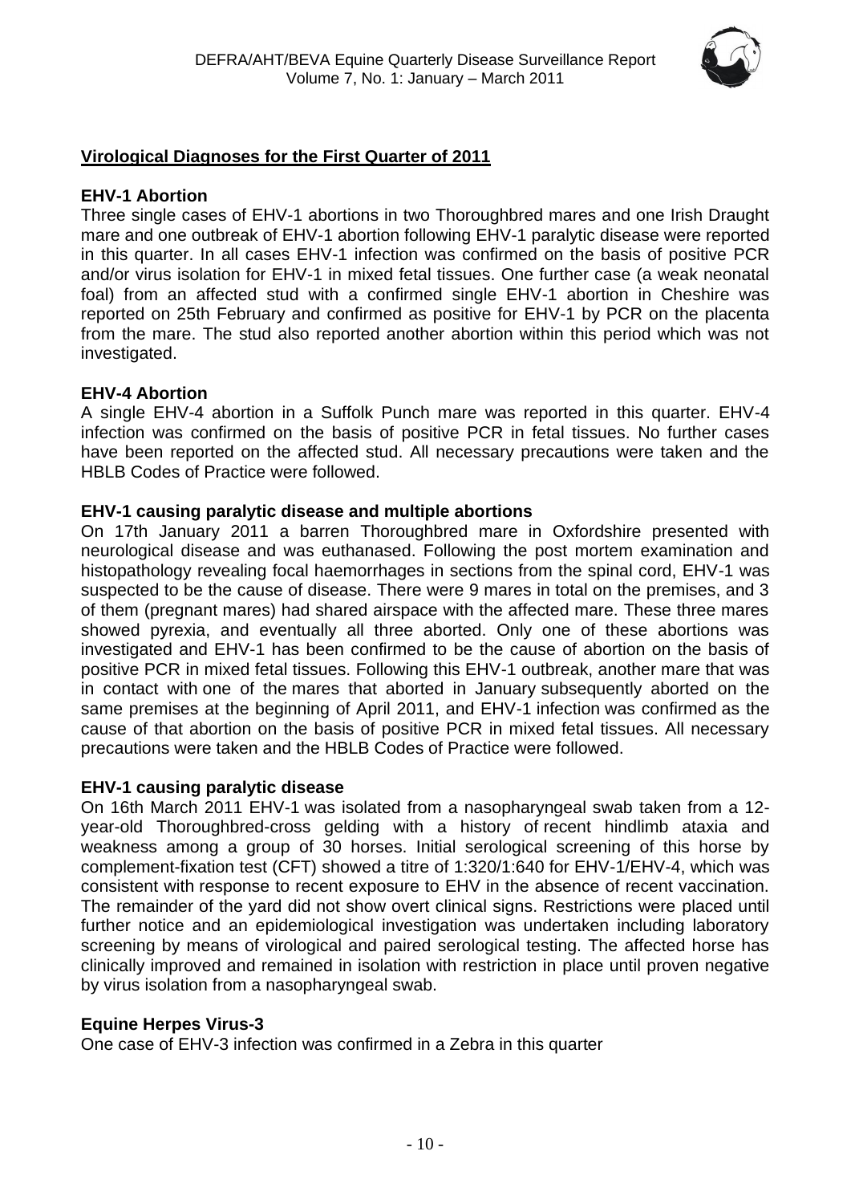## Virological Diagnoses for the First Quarter of 2011

### EHV-1 Abortion

Three single cases of EHV-1 abortions in two Thoroughbred mares and one Irish Draught mare and one outbreak of EHV-1 abortion following EHV-1 paralytic disease were reported in this quarter. In all cases EHV-1 infection was confirmed on the basis of positive PCR and/or virus isolation for EHV-1 in mixed fetal tissues. One further case (a weak neonatal foal) from an affected stud with a confirmed single EHV-1 abortion in Cheshire was reported on 25th February and confirmed as positive for EHV-1 by PCR on the placenta from the mare. The stud also reported another abortion within this period which was not investigated.

### EHV-4 Abortion

A single EHV-4 abortion in a Suffolk Punch mare was reported in this quarter. EHV-4 infection was confirmed on the basis of positive PCR in fetal tissues. No further cases have been reported on the affected stud. All necessary precautions were taken and the HBLB Codes of Practice were followed.

### EHV-1 causing paralytic disease and multiple abortions

On 17th January 2011 a barren Thoroughbred mare in Oxfordshire presented with neurological disease and was euthanased. Following the post mortem examination and histopathology revealing focal haemorrhages in sections from the spinal cord, EHV-1 was suspected to be the cause of disease. There were 9 mares in total on the premises, and 3 of them (pregnant mares) had shared airspace with the affected mare. These three mares showed pyrexia, and eventually all three aborted. Only one of these abortions was investigated and EHV-1 has been confirmed to be the cause of abortion on the basis of positive PCR in mixed fetal tissues. Following this EHV-1 outbreak, another mare that was in contact with one of the mares that aborted in January subsequently aborted on the same premises at the beginning of April 2011, and EHV-1 infection was confirmed as the cause of that abortion on the basis of positive PCR in mixed fetal tissues. All necessary precautions were taken and the HBLB Codes of Practice were followed.

### EHV-1 causing paralytic disease

On 16th March 2011 EHV-1 was isolated from a nasopharyngeal swab taken from a 12-year-old Thoroughbred-cross gelding with a history of recent hindlimb ataxia and weakness among a group of 30 horses. Initial serological screening of this horse by complement-fixation test (CFT) showed a titre of 1:320/1:640 for EHV-1/EHV-4, which was consistent with response to recent exposure to EHV in the absence of recent vaccination. The remainder of the yard did not show overt clinical signs. Restrictions were placed until further notice and an epidemiological investigation was undertaken including laboratory screening by means of virological and paired serological testing. The affected horse has clinically improved and remained in isolation with restriction in place until proven negative by virus isolation from a nasopharyngeal swab.

### Equine Herpes Virus-3

One case of EHV-3 infection was confirmed in a Zebra in this quarter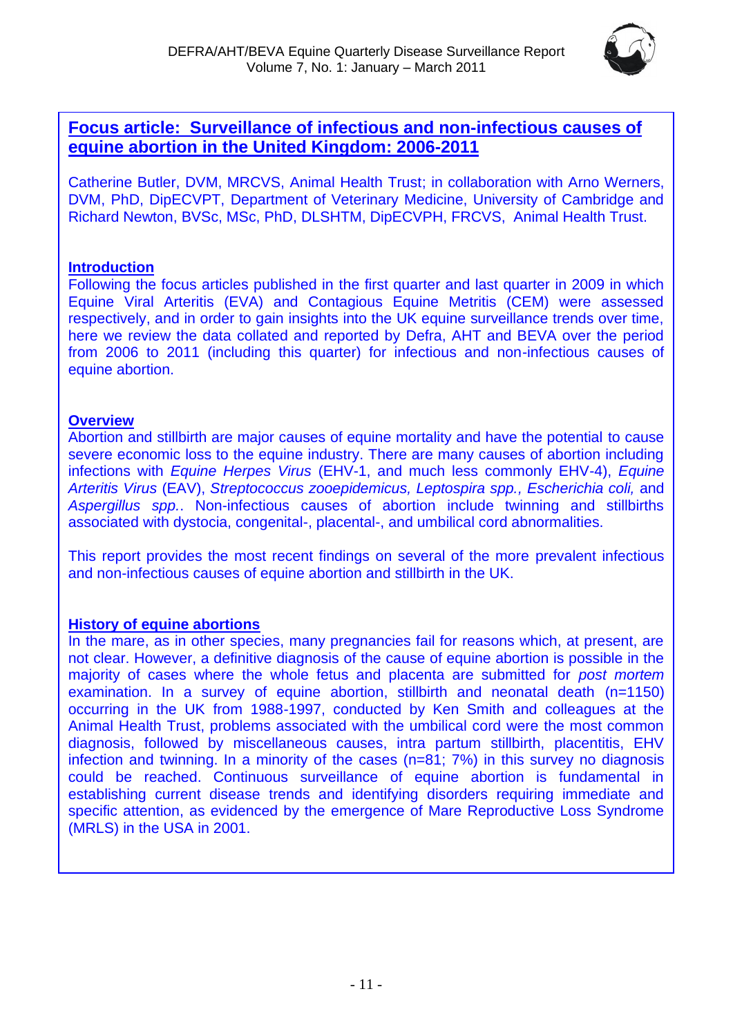## Focus article: Surveillance of infectious and non-infectious causes of equine abortion in the United Kingdom: 2006-2011

Catherine Butler, DVM, MRCVS, Animal Health Trust; in collaboration with Arno Werners, DVM, PhD, DipECVPT, Department of Veterinary Medicine, University of Cambridge and Richard Newton, BVSc, MSc, PhD, DLSHTM, DipECVPH, FRCVS, Animal Health Trust.

### Introduction

Following the focus articles published in the first quarter and last quarter in 2009 in which Equine Viral Arteritis (EVA) and Contagious Equine Metritis (CEM) were assessed respectively, and in order to gain insights into the UK equine surveillance trends over time, here we review the data collated and reported by Defra, AHT and BEVA over the period from 2006 to 2011 (including this quarter) for infectious and non-infectious causes of equine abortion.

### Overview

Abortion and stillbirth are major causes of equine mortality and have the potential to cause severe economic loss to the equine industry. There are many causes of abortion including infections with *Equine Herpes Virus* (EHV-1, and much less commonly EHV-4), *Equine Arteritis Virus* (EAV), *Streptococcus zooepidemicus, Leptospira spp., Escherichia coli,* and *Aspergillus spp.*. Non-infectious causes of abortion include twinning and stillbirths associated with dystocia, congenital-, placental-, and umbilical cord abnormalities.

This report provides the most recent findings on several of the more prevalent infectious and non-infectious causes of equine abortion and stillbirth in the UK.

### History of equine abortions

In the mare, as in other species, many pregnancies fail for reasons which, at present, are not clear. However, a definitive diagnosis of the cause of equine abortion is possible in the majority of cases where the whole fetus and placenta are submitted for *post mortem* examination. In a survey of equine abortion, stillbirth and neonatal death (n=1150) occurring in the UK from 1988-1997, conducted by Ken Smith and colleagues at the Animal Health Trust, problems associated with the umbilical cord were the most common diagnosis, followed by miscellaneous causes, intra partum stillbirth, placentitis, EHV infection and twinning. In a minority of the cases (n=81; 7%) in this survey no diagnosis could be reached. Continuous surveillance of equine abortion is fundamental in establishing current disease trends and identifying disorders requiring immediate and specific attention, as evidenced by the emergence of Mare Reproductive Loss Syndrome (MRLS) in the USA in 2001.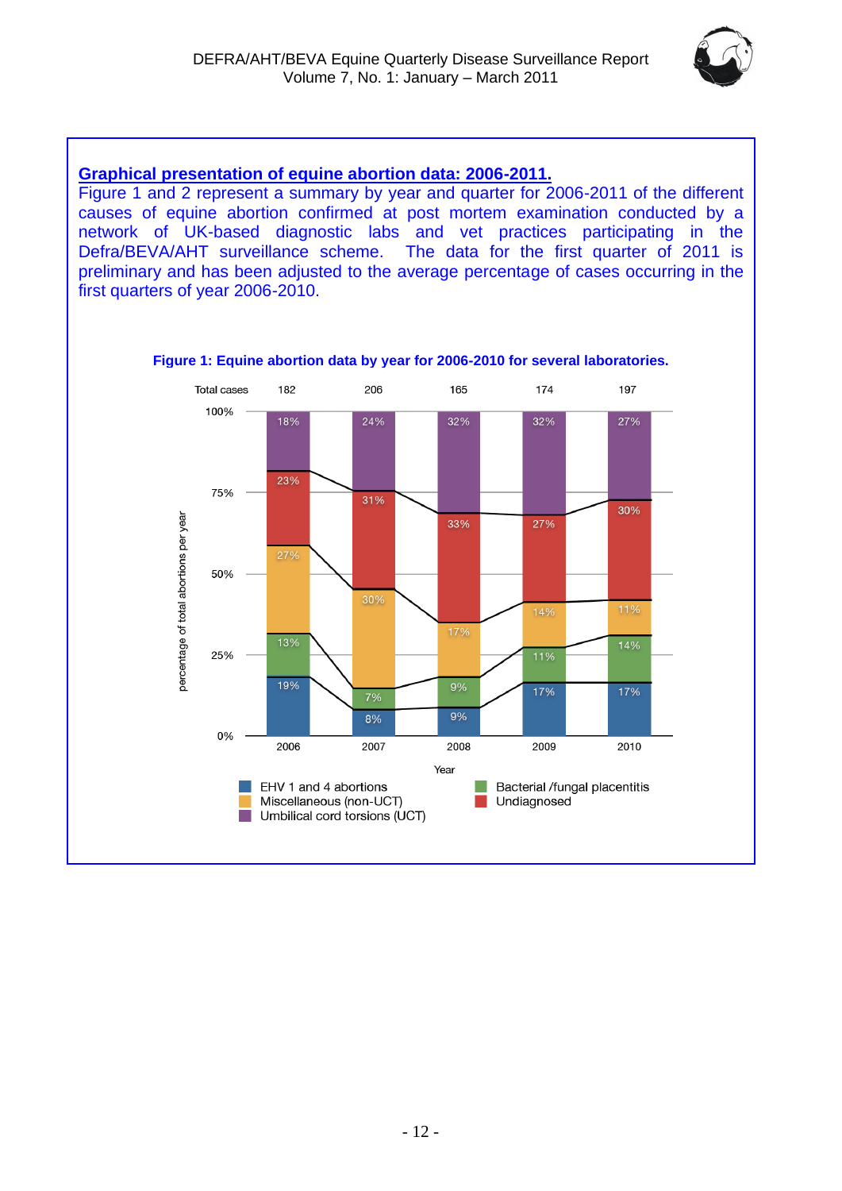## Graphical presentation of equine abortion data: 2006-2011.

Figure 1 and 2 represent a summary by year and quarter for 2006-2011 of the different causes of equine abortion confirmed at post mortem examination conducted by a network of UK-based diagnostic labs and vet practices participating in the Defra/BEVA/AHT surveillance scheme. The data for the first quarter of 2011 is preliminary and has been adjusted to the average percentage of cases occurring in the first quarters of year 2006-2010.

**Figure 1: Equine abortion data by year for 2006-2010 for several laboratories.**

Total cases: 182, 206, 165, 174, 197

100%, 75%, 50%, 25%, 0%

percentage of total abortions per year

2006: 18%, 23%, 27%, 13%, 19%

2007: 24%, 31%, 30%, 7%, 8%

2008: 32%, 33%, 17%, 9%, 9%

2009: 32%, 27%, 14%, 11%, 17%

2010: 27%, 30%, 11%, 14%, 17%

Year

EHV 1 and 4 abortions; Miscellaneous (non-UCT); Umbilical cord torsions (UCT); Bacterial /fungal placentitis; Undiagnosed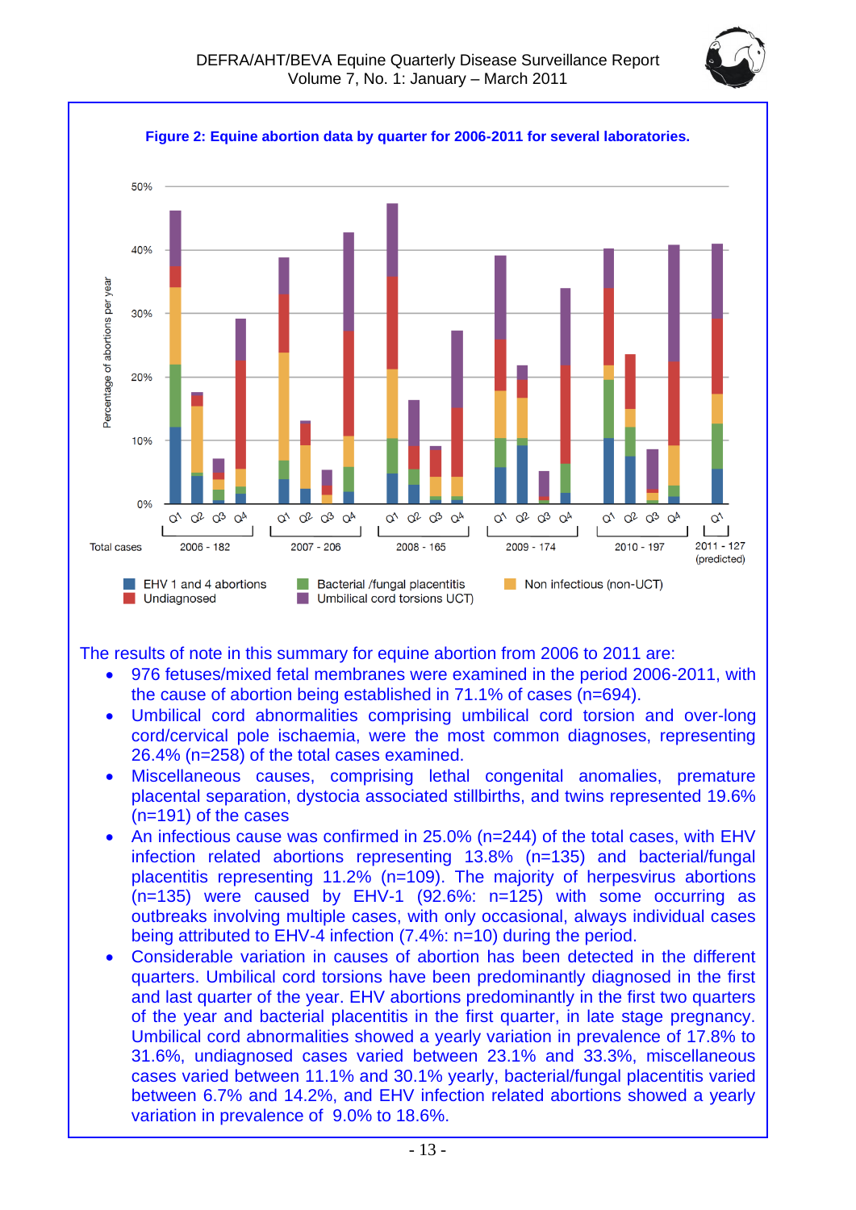**Figure 2: Equine abortion data by quarter for 2006-2011 for several laboratories.**

50%
40%
30%
20%
10%
0%

Percentage of abortions per year

Q1 Q2 Q3 Q4 Q1 Q2 Q3 Q4 Q1 Q2 Q3 Q4 Q1 Q2 Q3 Q4 Q1 Q2 Q3 Q4 Q1

Total cases 2006 - 182 2007 - 206 2008 - 165 2009 - 174 2010 - 197 2011 - 127 (predicted)

EHV 1 and 4 abortions
Undiagnosed
Bacterial /fungal placentitis
Umbilical cord torsions UCT)
Non infectious (non-UCT)

The results of note in this summary for equine abortion from 2006 to 2011 are:

- 976 fetuses/mixed fetal membranes were examined in the period 2006-2011, with the cause of abortion being established in 71.1% of cases (n=694).
- Umbilical cord abnormalities comprising umbilical cord torsion and over-long cord/cervical pole ischaemia, were the most common diagnoses, representing 26.4% (n=258) of the total cases examined.
- Miscellaneous causes, comprising lethal congenital anomalies, premature placental separation, dystocia associated stillbirths, and twins represented 19.6% (n=191) of the cases
- An infectious cause was confirmed in 25.0% (n=244) of the total cases, with EHV infection related abortions representing 13.8% (n=135) and bacterial/fungal placentitis representing 11.2% (n=109). The majority of herpesvirus abortions (n=135) were caused by EHV-1 (92.6%: n=125) with some occurring as outbreaks involving multiple cases, with only occasional, always individual cases being attributed to EHV-4 infection (7.4%: n=10) during the period.
- Considerable variation in causes of abortion has been detected in the different quarters. Umbilical cord torsions have been predominantly diagnosed in the first and last quarter of the year. EHV abortions predominantly in the first two quarters of the year and bacterial placentitis in the first quarter, in late stage pregnancy. Umbilical cord abnormalities showed a yearly variation in prevalence of 17.8% to 31.6%, undiagnosed cases varied between 23.1% and 33.3%, miscellaneous cases varied between 11.1% and 30.1% yearly, bacterial/fungal placentitis varied between 6.7% and 14.2%, and EHV infection related abortions showed a yearly variation in prevalence of 9.0% to 18.6%.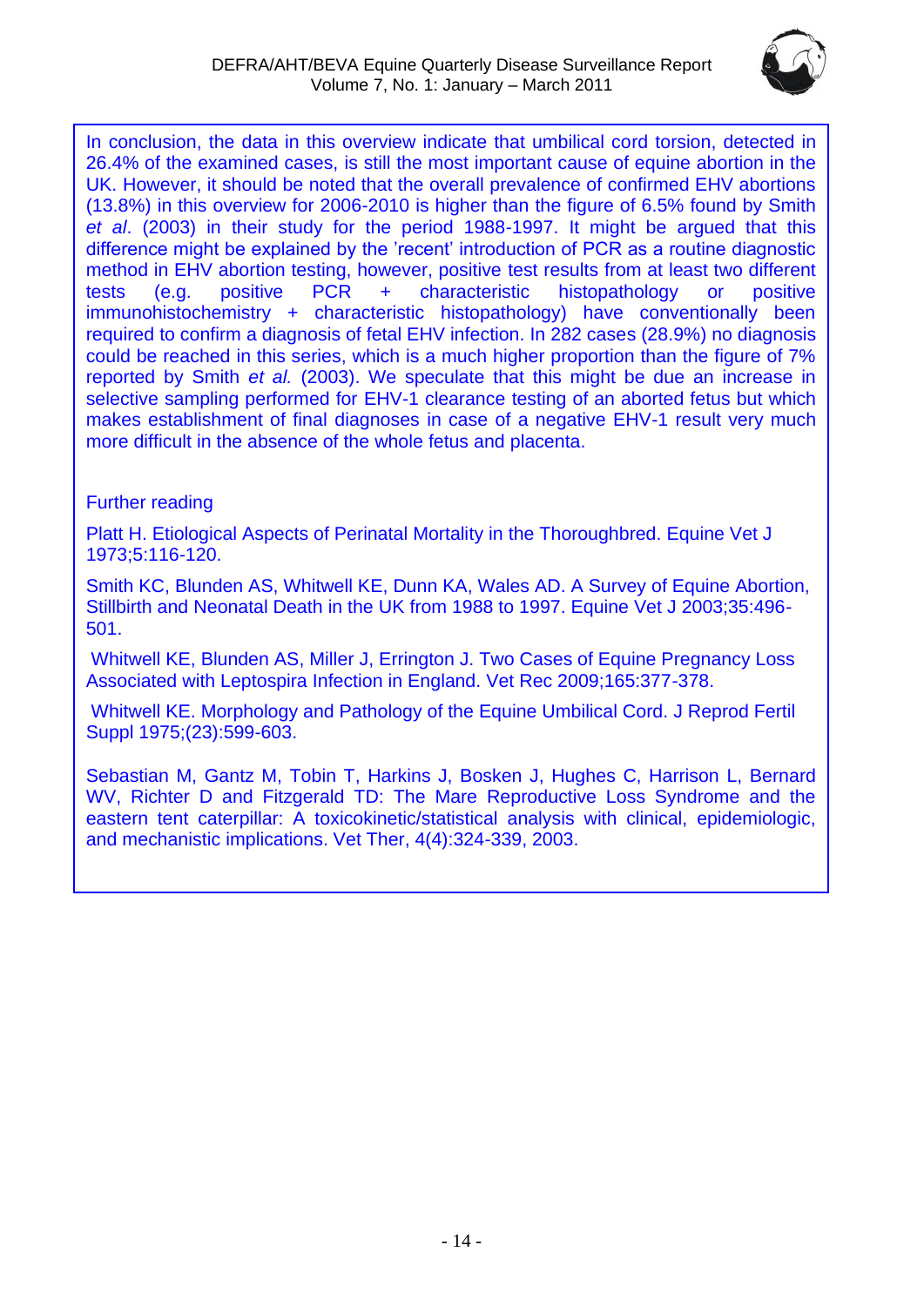In conclusion, the data in this overview indicate that umbilical cord torsion, detected in 26.4% of the examined cases, is still the most important cause of equine abortion in the UK. However, it should be noted that the overall prevalence of confirmed EHV abortions (13.8%) in this overview for 2006-2010 is higher than the figure of 6.5% found by Smith *et al*. (2003) in their study for the period 1988-1997. It might be argued that this difference might be explained by the 'recent' introduction of PCR as a routine diagnostic method in EHV abortion testing, however, positive test results from at least two different tests (e.g. positive PCR + characteristic histopathology or positive immunohistochemistry + characteristic histopathology) have conventionally been required to confirm a diagnosis of fetal EHV infection. In 282 cases (28.9%) no diagnosis could be reached in this series, which is a much higher proportion than the figure of 7% reported by Smith *et al.* (2003). We speculate that this might be due an increase in selective sampling performed for EHV-1 clearance testing of an aborted fetus but which makes establishment of final diagnoses in case of a negative EHV-1 result very much more difficult in the absence of the whole fetus and placenta.

Further reading

Platt H. Etiological Aspects of Perinatal Mortality in the Thoroughbred. Equine Vet J 1973;5:116-120.

Smith KC, Blunden AS, Whitwell KE, Dunn KA, Wales AD. A Survey of Equine Abortion, Stillbirth and Neonatal Death in the UK from 1988 to 1997. Equine Vet J 2003;35:496-501.

Whitwell KE, Blunden AS, Miller J, Errington J. Two Cases of Equine Pregnancy Loss Associated with Leptospira Infection in England. Vet Rec 2009;165:377-378.

Whitwell KE. Morphology and Pathology of the Equine Umbilical Cord. J Reprod Fertil Suppl 1975;(23):599-603.

Sebastian M, Gantz M, Tobin T, Harkins J, Bosken J, Hughes C, Harrison L, Bernard WV, Richter D and Fitzgerald TD: The Mare Reproductive Loss Syndrome and the eastern tent caterpillar: A toxicokinetic/statistical analysis with clinical, epidemiologic, and mechanistic implications. Vet Ther, 4(4):324-339, 2003.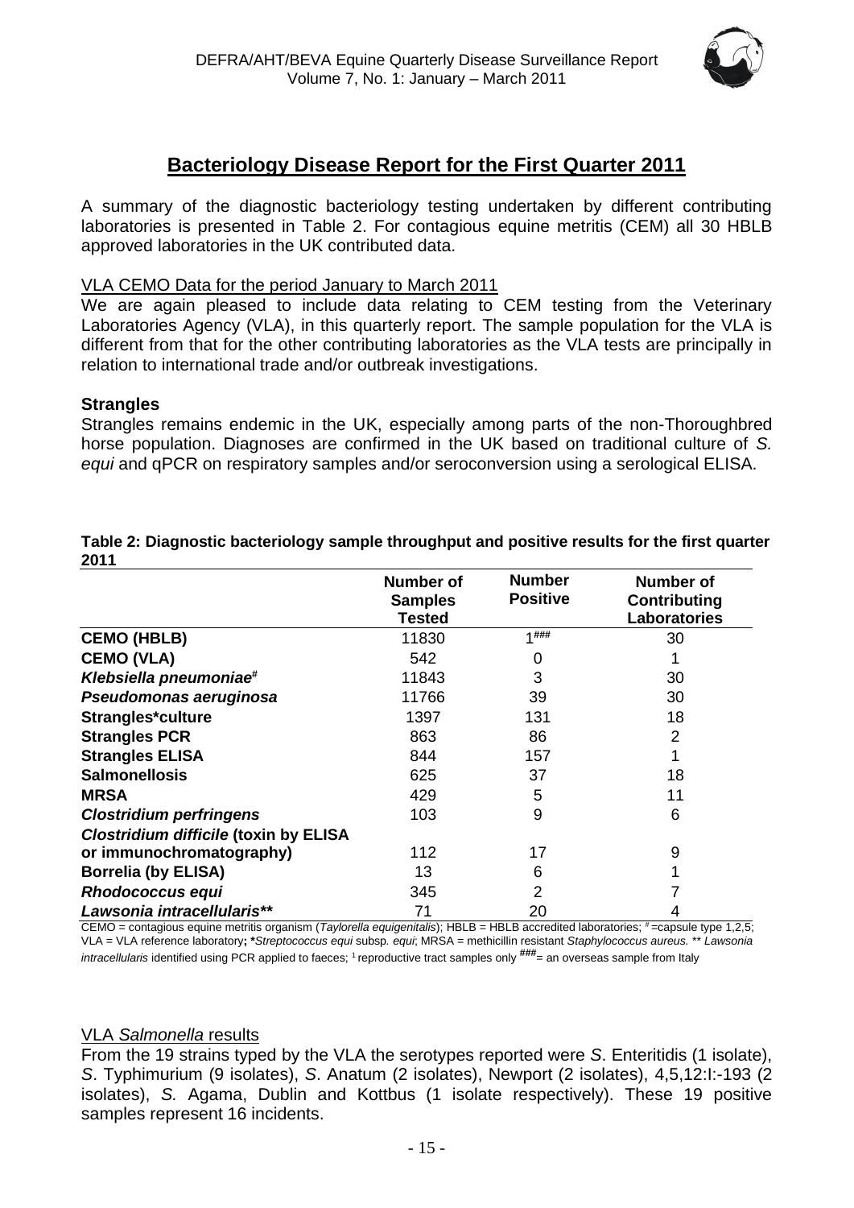## Bacteriology Disease Report for the First Quarter 2011

A summary of the diagnostic bacteriology testing undertaken by different contributing laboratories is presented in Table 2. For contagious equine metritis (CEM) all 30 HBLB approved laboratories in the UK contributed data.

VLA CEMO Data for the period January to March 2011

We are again pleased to include data relating to CEM testing from the Veterinary Laboratories Agency (VLA), in this quarterly report. The sample population for the VLA is different from that for the other contributing laboratories as the VLA tests are principally in relation to international trade and/or outbreak investigations.

### Strangles

Strangles remains endemic in the UK, especially among parts of the non-Thoroughbred horse population. Diagnoses are confirmed in the UK based on traditional culture of *S. equi* and qPCR on respiratory samples and/or seroconversion using a serological ELISA.

**Table 2: Diagnostic bacteriology sample throughput and positive results for the first quarter 2011**

| | Number of Samples Tested | Number Positive | Number of Contributing Laboratories |
|---|---|---|---|
| **CEMO (HBLB)** | 11830 | 1[###] | 30 |
| **CEMO (VLA)** | 542 | 0 | 1 |
| ***Klebsiella pneumoniae***[#] | 11843 | 3 | 30 |
| ***Pseudomonas aeruginosa*** | 11766 | 39 | 30 |
| **Strangles*culture** | 1397 | 131 | 18 |
| **Strangles PCR** | 863 | 86 | 2 |
| **Strangles ELISA** | 844 | 157 | 1 |
| **Salmonellosis** | 625 | 37 | 18 |
| **MRSA** | 429 | 5 | 11 |
| ***Clostridium perfringens*** | 103 | 9 | 6 |
| ***Clostridium difficile* (toxin by ELISA or immunochromatography)** | 112 | 17 | 9 |
| **Borrelia (by ELISA)** | 13 | 6 | 1 |
| ***Rhodococcus equi*** | 345 | 2 | 7 |
| ***Lawsonia intracellularis*\*\*** | 71 | 20 | 4 |

CEMO = contagious equine metritis organism (*Taylorella equigenitalis*); HBLB = HBLB accredited laboratories; [#] =capsule type 1,2,5; VLA = VLA reference laboratory**; \****Streptococcus equi* subsp*. equi*; MRSA = methicillin resistant *Staphylococcus aureus.* \*\* *Lawsonia intracellularis* identified using PCR applied to faeces; [1] reproductive tract samples only **[###]**= an overseas sample from Italy

VLA *Salmonella* results

From the 19 strains typed by the VLA the serotypes reported were *S*. Enteritidis (1 isolate), *S*. Typhimurium (9 isolates), *S*. Anatum (2 isolates), Newport (2 isolates), 4,5,12:I:-193 (2 isolates), *S.* Agama, Dublin and Kottbus (1 isolate respectively). These 19 positive samples represent 16 incidents.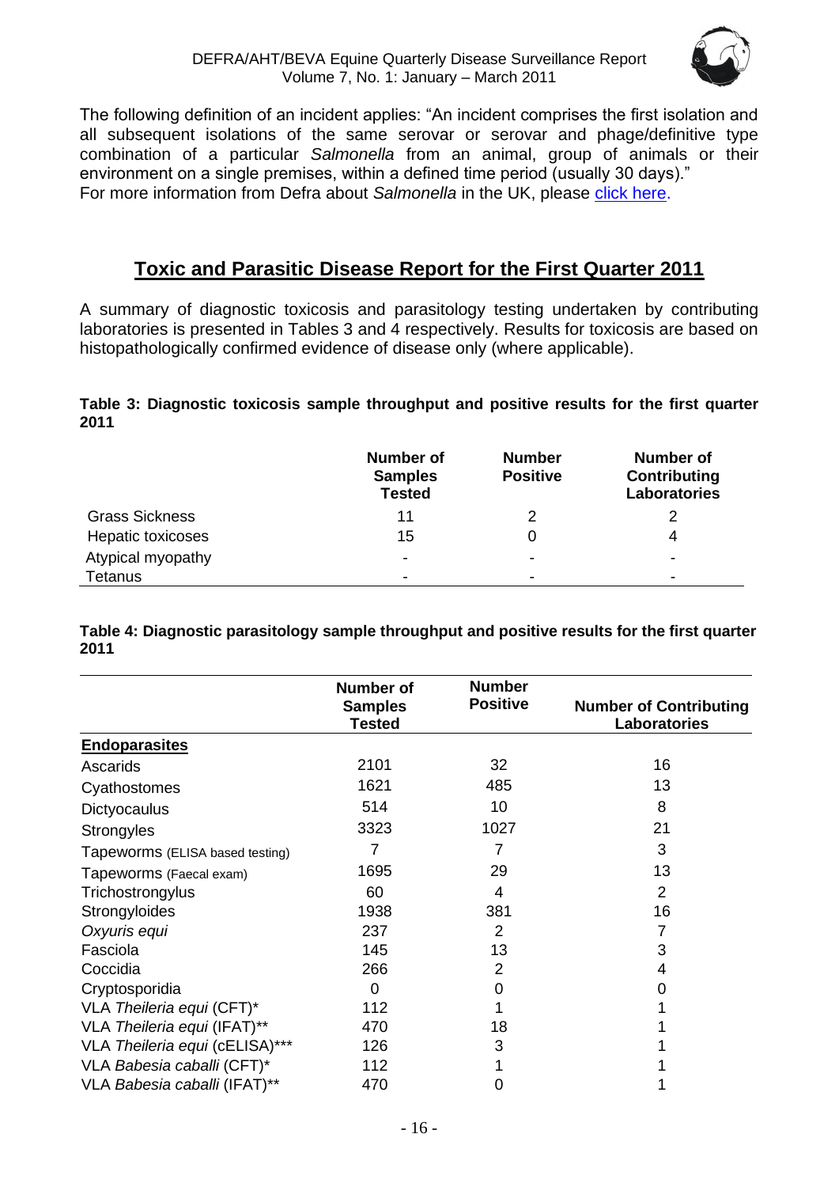The following definition of an incident applies: "An incident comprises the first isolation and all subsequent isolations of the same serovar or serovar and phage/definitive type combination of a particular *Salmonella* from an animal, group of animals or their environment on a single premises, within a defined time period (usually 30 days)."
For more information from Defra about *Salmonella* in the UK, please click here.

## Toxic and Parasitic Disease Report for the First Quarter 2011

A summary of diagnostic toxicosis and parasitology testing undertaken by contributing laboratories is presented in Tables 3 and 4 respectively. Results for toxicosis are based on histopathologically confirmed evidence of disease only (where applicable).

**Table 3: Diagnostic toxicosis sample throughput and positive results for the first quarter 2011**

| | Number of Samples Tested | Number Positive | Number of Contributing Laboratories |
|---|---|---|---|
| Grass Sickness | 11 | 2 | 2 |
| Hepatic toxicoses | 15 | 0 | 4 |
| Atypical myopathy | - | - | - |
| Tetanus | - | - | - |

**Table 4: Diagnostic parasitology sample throughput and positive results for the first quarter 2011**

| | Number of Samples Tested | Number Positive | Number of Contributing Laboratories |
|---|---|---|---|
| **Endoparasites** | | | |
| Ascarids | 2101 | 32 | 16 |
| Cyathostomes | 1621 | 485 | 13 |
| Dictyocaulus | 514 | 10 | 8 |
| Strongyles | 3323 | 1027 | 21 |
| Tapeworms (ELISA based testing) | 7 | 7 | 3 |
| Tapeworms (Faecal exam) | 1695 | 29 | 13 |
| Trichostrongylus | 60 | 4 | 2 |
| Strongyloides | 1938 | 381 | 16 |
| *Oxyuris equi* | 237 | 2 | 7 |
| Fasciola | 145 | 13 | 3 |
| Coccidia | 266 | 2 | 4 |
| Cryptosporidia | 0 | 0 | 0 |
| VLA *Theileria equi* (CFT)* | 112 | 1 | 1 |
| VLA *Theileria equi* (IFAT)** | 470 | 18 | 1 |
| VLA *Theileria equi* (cELISA)*** | 126 | 3 | 1 |
| VLA *Babesia caballi* (CFT)* | 112 | 1 | 1 |
| VLA *Babesia caballi* (IFAT)** | 470 | 0 | 1 |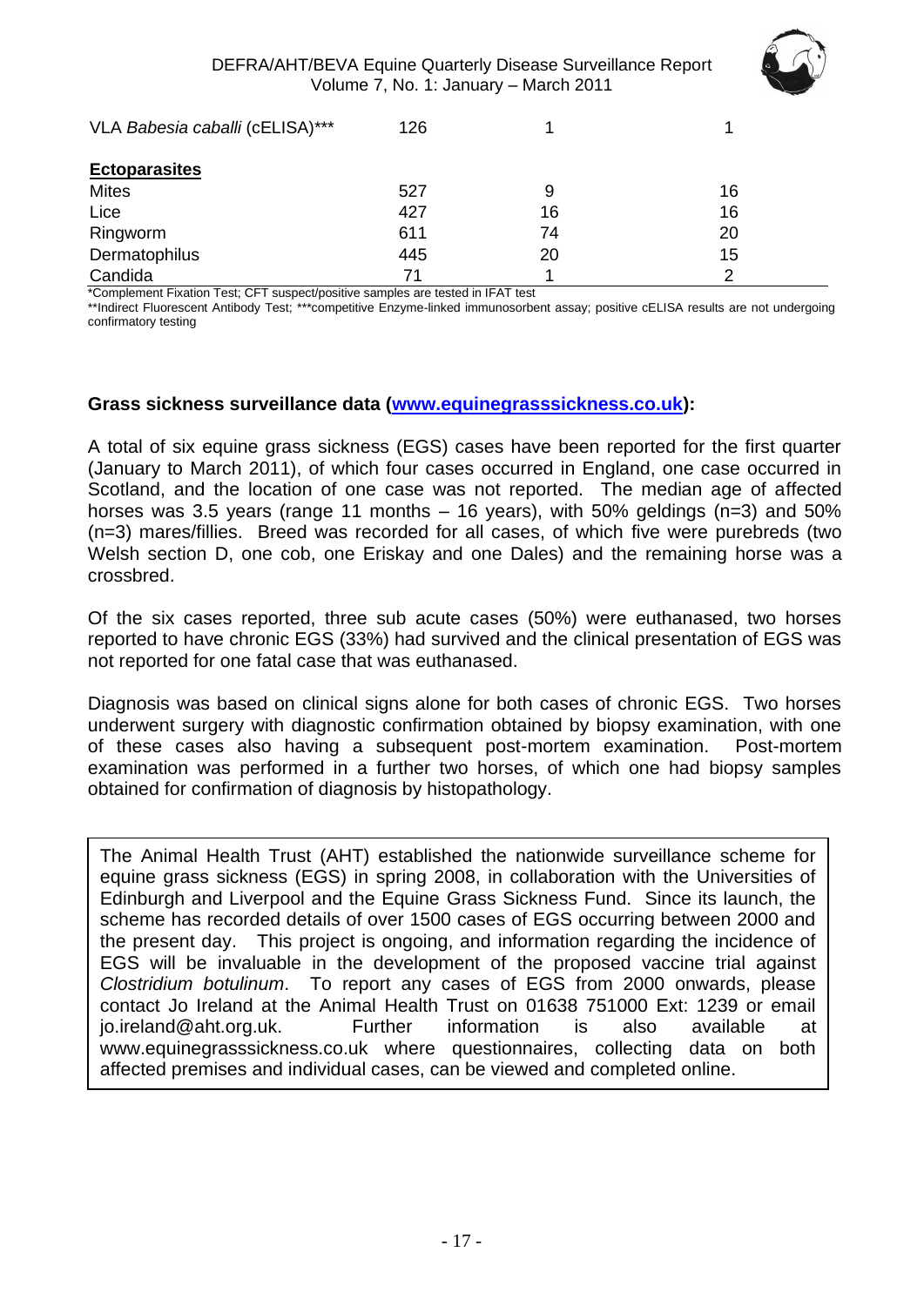| | | | |
|---|---|---|---|
| VLA *Babesia caballi* (cELISA)*** | 126 | 1 | 1 |
| **Ectoparasites** | | | |
| Mites | 527 | 9 | 16 |
| Lice | 427 | 16 | 16 |
| Ringworm | 611 | 74 | 20 |
| Dermatophilus | 445 | 20 | 15 |
| Candida | 71 | 1 | 2 |

*Complement Fixation Test; CFT suspect/positive samples are tested in IFAT test

**Indirect Fluorescent Antibody Test; ***competitive Enzyme-linked immunosorbent assay; positive cELISA results are not undergoing confirmatory testing

**Grass sickness surveillance data (www.equinegrasssickness.co.uk):**

A total of six equine grass sickness (EGS) cases have been reported for the first quarter (January to March 2011), of which four cases occurred in England, one case occurred in Scotland, and the location of one case was not reported. The median age of affected horses was 3.5 years (range 11 months – 16 years), with 50% geldings (n=3) and 50% (n=3) mares/fillies. Breed was recorded for all cases, of which five were purebreds (two Welsh section D, one cob, one Eriskay and one Dales) and the remaining horse was a crossbred.

Of the six cases reported, three sub acute cases (50%) were euthanased, two horses reported to have chronic EGS (33%) had survived and the clinical presentation of EGS was not reported for one fatal case that was euthanased.

Diagnosis was based on clinical signs alone for both cases of chronic EGS. Two horses underwent surgery with diagnostic confirmation obtained by biopsy examination, with one of these cases also having a subsequent post-mortem examination. Post-mortem examination was performed in a further two horses, of which one had biopsy samples obtained for confirmation of diagnosis by histopathology.

The Animal Health Trust (AHT) established the nationwide surveillance scheme for equine grass sickness (EGS) in spring 2008, in collaboration with the Universities of Edinburgh and Liverpool and the Equine Grass Sickness Fund. Since its launch, the scheme has recorded details of over 1500 cases of EGS occurring between 2000 and the present day. This project is ongoing, and information regarding the incidence of EGS will be invaluable in the development of the proposed vaccine trial against *Clostridium botulinum*. To report any cases of EGS from 2000 onwards, please contact Jo Ireland at the Animal Health Trust on 01638 751000 Ext: 1239 or email jo.ireland@aht.org.uk. Further information is also available at www.equinegrasssickness.co.uk where questionnaires, collecting data on both affected premises and individual cases, can be viewed and completed online.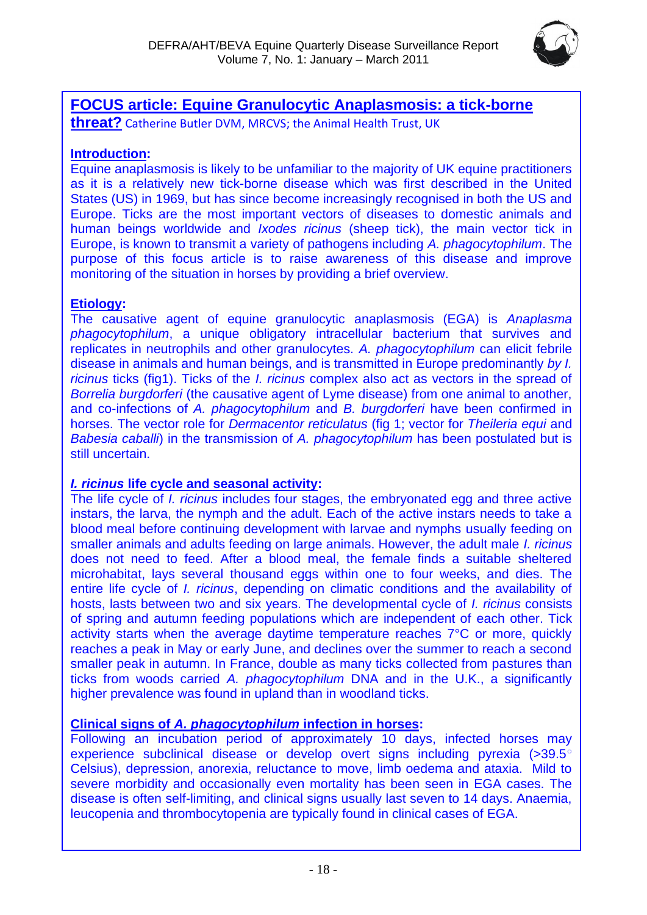## FOCUS article: Equine Granulocytic Anaplasmosis: a tick-borne threat? 

Catherine Butler DVM, MRCVS; the Animal Health Trust, UK

### Introduction:

Equine anaplasmosis is likely to be unfamiliar to the majority of UK equine practitioners as it is a relatively new tick-borne disease which was first described in the United States (US) in 1969, but has since become increasingly recognised in both the US and Europe. Ticks are the most important vectors of diseases to domestic animals and human beings worldwide and *Ixodes ricinus* (sheep tick), the main vector tick in Europe, is known to transmit a variety of pathogens including *A. phagocytophilum*. The purpose of this focus article is to raise awareness of this disease and improve monitoring of the situation in horses by providing a brief overview.

### Etiology:

The causative agent of equine granulocytic anaplasmosis (EGA) is *Anaplasma phagocytophilum*, a unique obligatory intracellular bacterium that survives and replicates in neutrophils and other granulocytes. *A. phagocytophilum* can elicit febrile disease in animals and human beings, and is transmitted in Europe predominantly *by I. ricinus* ticks (fig1). Ticks of the *I. ricinus* complex also act as vectors in the spread of *Borrelia burgdorferi* (the causative agent of Lyme disease) from one animal to another, and co-infections of *A. phagocytophilum* and *B. burgdorferi* have been confirmed in horses. The vector role for *Dermacentor reticulatus* (fig 1; vector for *Theileria equi* and *Babesia caballi*) in the transmission of *A. phagocytophilum* has been postulated but is still uncertain.

### *I. ricinus* life cycle and seasonal activity:

The life cycle of *I. ricinus* includes four stages, the embryonated egg and three active instars, the larva, the nymph and the adult. Each of the active instars needs to take a blood meal before continuing development with larvae and nymphs usually feeding on smaller animals and adults feeding on large animals. However, the adult male *I. ricinus* does not need to feed. After a blood meal, the female finds a suitable sheltered microhabitat, lays several thousand eggs within one to four weeks, and dies. The entire life cycle of *I. ricinus*, depending on climatic conditions and the availability of hosts, lasts between two and six years. The developmental cycle of *I. ricinus* consists of spring and autumn feeding populations which are independent of each other. Tick activity starts when the average daytime temperature reaches 7°C or more, quickly reaches a peak in May or early June, and declines over the summer to reach a second smaller peak in autumn. In France, double as many ticks collected from pastures than ticks from woods carried *A. phagocytophilum* DNA and in the U.K., a significantly higher prevalence was found in upland than in woodland ticks.

### Clinical signs of *A. phagocytophilum* infection in horses:

Following an incubation period of approximately 10 days, infected horses may experience subclinical disease or develop overt signs including pyrexia (>39.5° Celsius), depression, anorexia, reluctance to move, limb oedema and ataxia. Mild to severe morbidity and occasionally even mortality has been seen in EGA cases. The disease is often self-limiting, and clinical signs usually last seven to 14 days. Anaemia, leucopenia and thrombocytopenia are typically found in clinical cases of EGA.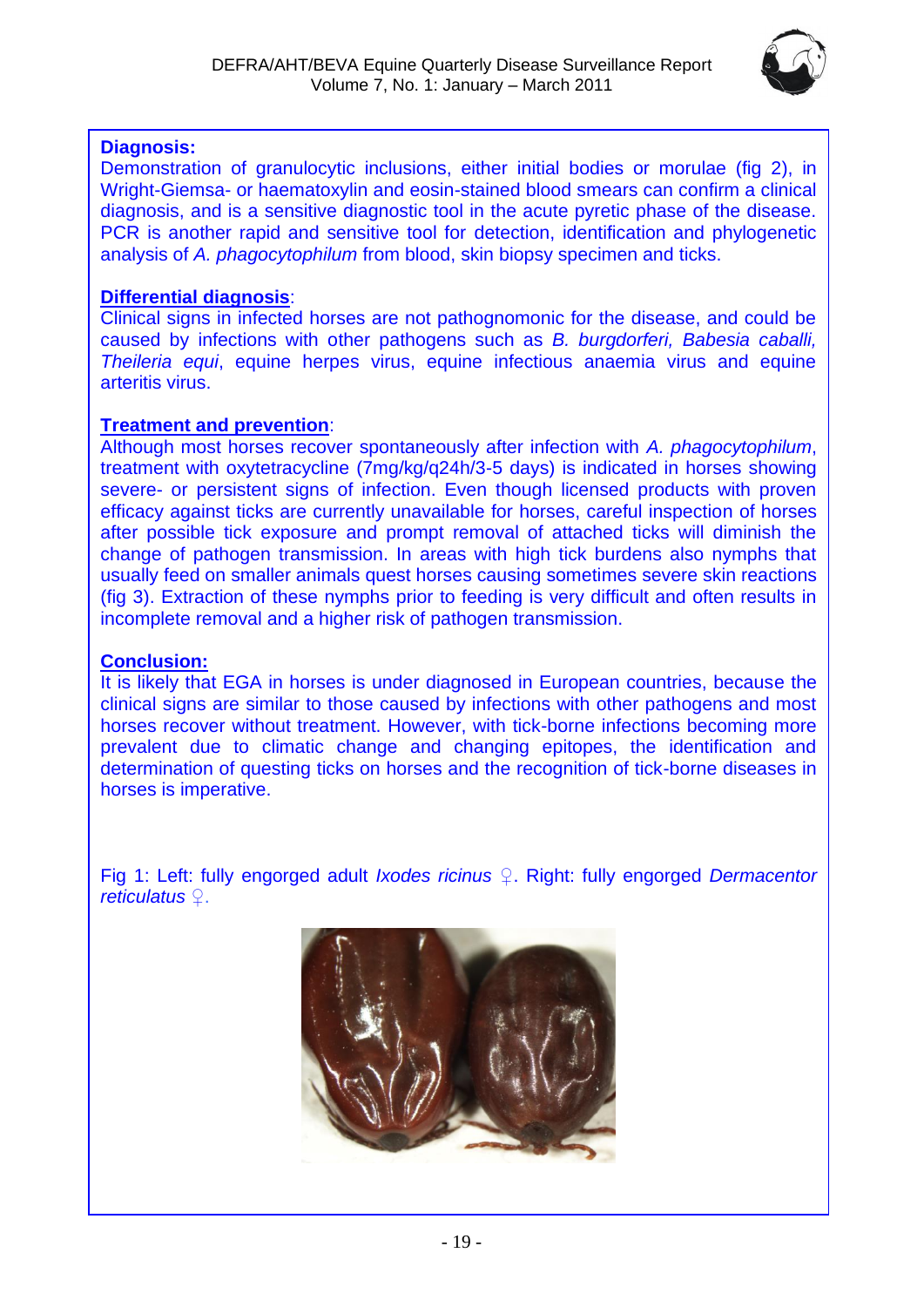**Diagnosis:**

Demonstration of granulocytic inclusions, either initial bodies or morulae (fig 2), in Wright-Giemsa- or haematoxylin and eosin-stained blood smears can confirm a clinical diagnosis, and is a sensitive diagnostic tool in the acute pyretic phase of the disease. PCR is another rapid and sensitive tool for detection, identification and phylogenetic analysis of *A. phagocytophilum* from blood, skin biopsy specimen and ticks.

**Differential diagnosis**:

Clinical signs in infected horses are not pathognomonic for the disease, and could be caused by infections with other pathogens such as *B. burgdorferi, Babesia caballi, Theileria equi*, equine herpes virus, equine infectious anaemia virus and equine arteritis virus.

**Treatment and prevention**:

Although most horses recover spontaneously after infection with *A. phagocytophilum*, treatment with oxytetracycline (7mg/kg/q24h/3-5 days) is indicated in horses showing severe- or persistent signs of infection. Even though licensed products with proven efficacy against ticks are currently unavailable for horses, careful inspection of horses after possible tick exposure and prompt removal of attached ticks will diminish the change of pathogen transmission. In areas with high tick burdens also nymphs that usually feed on smaller animals quest horses causing sometimes severe skin reactions (fig 3). Extraction of these nymphs prior to feeding is very difficult and often results in incomplete removal and a higher risk of pathogen transmission.

**Conclusion:**

It is likely that EGA in horses is under diagnosed in European countries, because the clinical signs are similar to those caused by infections with other pathogens and most horses recover without treatment. However, with tick-borne infections becoming more prevalent due to climatic change and changing epitopes, the identification and determination of questing ticks on horses and the recognition of tick-borne diseases in horses is imperative.

Fig 1: Left: fully engorged adult *Ixodes ricinus* ♀. Right: fully engorged *Dermacentor reticulatus* ♀.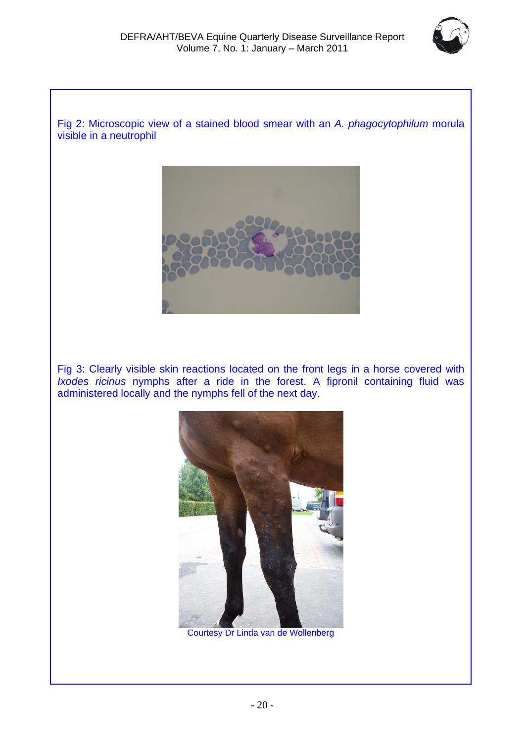Fig 2: Microscopic view of a stained blood smear with an *A. phagocytophilum* morula visible in a neutrophil

Fig 3: Clearly visible skin reactions located on the front legs in a horse covered with *Ixodes ricinus* nymphs after a ride in the forest. A fipronil containing fluid was administered locally and the nymphs fell of the next day.

Courtesy Dr Linda van de Wollenberg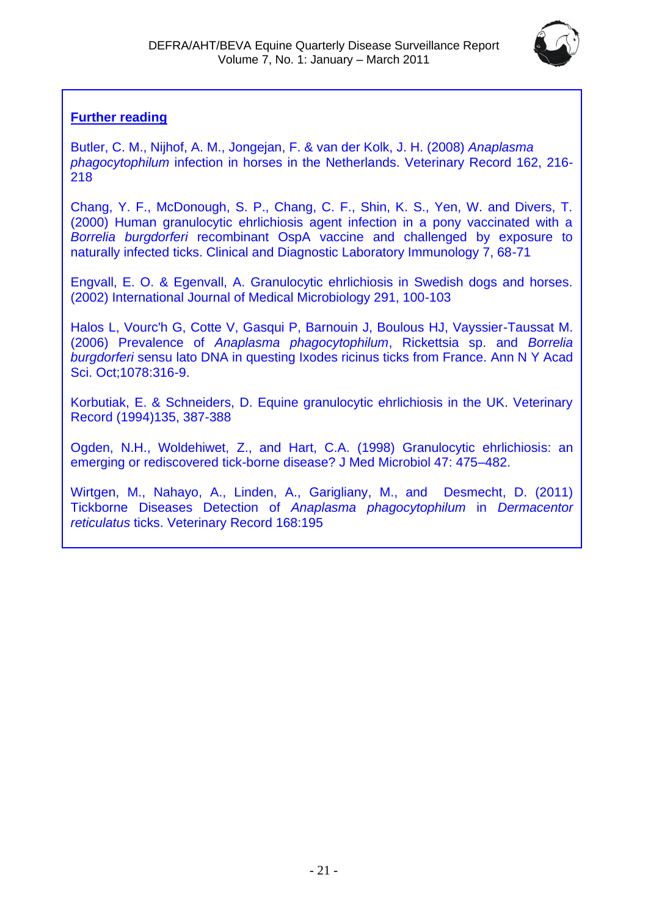**Further reading**

Butler, C. M., Nijhof, A. M., Jongejan, F. & van der Kolk, J. H. (2008) *Anaplasma phagocytophilum* infection in horses in the Netherlands. Veterinary Record 162, 216-218

Chang, Y. F., McDonough, S. P., Chang, C. F., Shin, K. S., Yen, W. and Divers, T. (2000) Human granulocytic ehrlichiosis agent infection in a pony vaccinated with a *Borrelia burgdorferi* recombinant OspA vaccine and challenged by exposure to naturally infected ticks. Clinical and Diagnostic Laboratory Immunology 7, 68-71

Engvall, E. O. & Egenvall, A. Granulocytic ehrlichiosis in Swedish dogs and horses. (2002) International Journal of Medical Microbiology 291, 100-103

Halos L, Vourc'h G, Cotte V, Gasqui P, Barnouin J, Boulous HJ, Vayssier-Taussat M. (2006) Prevalence of *Anaplasma phagocytophilum*, Rickettsia sp. and *Borrelia burgdorferi* sensu lato DNA in questing Ixodes ricinus ticks from France. Ann N Y Acad Sci. Oct;1078:316-9.

Korbutiak, E. & Schneiders, D. Equine granulocytic ehrlichiosis in the UK. Veterinary Record (1994)135, 387-388

Ogden, N.H., Woldehiwet, Z., and Hart, C.A. (1998) Granulocytic ehrlichiosis: an emerging or rediscovered tick-borne disease? J Med Microbiol 47: 475–482.

Wirtgen, M., Nahayo, A., Linden, A., Garigliany, M., and Desmecht, D. (2011) Tickborne Diseases Detection of *Anaplasma phagocytophilum* in *Dermacentor reticulatus* ticks. Veterinary Record 168:195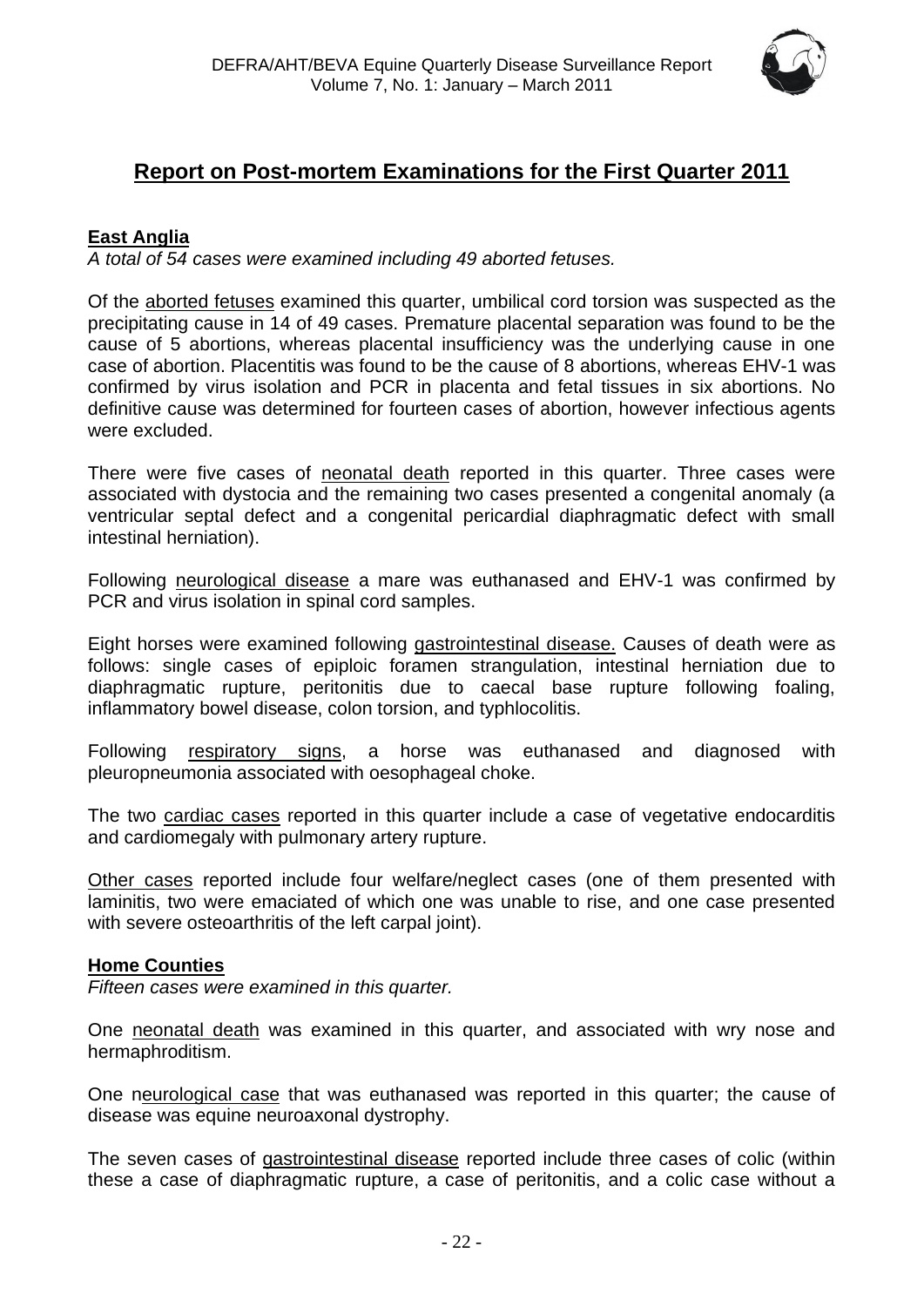# Report on Post-mortem Examinations for the First Quarter 2011

## East Anglia

*A total of 54 cases were examined including 49 aborted fetuses.*

Of the aborted fetuses examined this quarter, umbilical cord torsion was suspected as the precipitating cause in 14 of 49 cases. Premature placental separation was found to be the cause of 5 abortions, whereas placental insufficiency was the underlying cause in one case of abortion. Placentitis was found to be the cause of 8 abortions, whereas EHV-1 was confirmed by virus isolation and PCR in placenta and fetal tissues in six abortions. No definitive cause was determined for fourteen cases of abortion, however infectious agents were excluded.

There were five cases of neonatal death reported in this quarter. Three cases were associated with dystocia and the remaining two cases presented a congenital anomaly (a ventricular septal defect and a congenital pericardial diaphragmatic defect with small intestinal herniation).

Following neurological disease a mare was euthanased and EHV-1 was confirmed by PCR and virus isolation in spinal cord samples.

Eight horses were examined following gastrointestinal disease. Causes of death were as follows: single cases of epiploic foramen strangulation, intestinal herniation due to diaphragmatic rupture, peritonitis due to caecal base rupture following foaling, inflammatory bowel disease, colon torsion, and typhlocolitis.

Following respiratory signs, a horse was euthanased and diagnosed with pleuropneumonia associated with oesophageal choke.

The two cardiac cases reported in this quarter include a case of vegetative endocarditis and cardiomegaly with pulmonary artery rupture.

Other cases reported include four welfare/neglect cases (one of them presented with laminitis, two were emaciated of which one was unable to rise, and one case presented with severe osteoarthritis of the left carpal joint).

## Home Counties

*Fifteen cases were examined in this quarter.*

One neonatal death was examined in this quarter, and associated with wry nose and hermaphroditism.

One neurological case that was euthanased was reported in this quarter; the cause of disease was equine neuroaxonal dystrophy.

The seven cases of gastrointestinal disease reported include three cases of colic (within these a case of diaphragmatic rupture, a case of peritonitis, and a colic case without a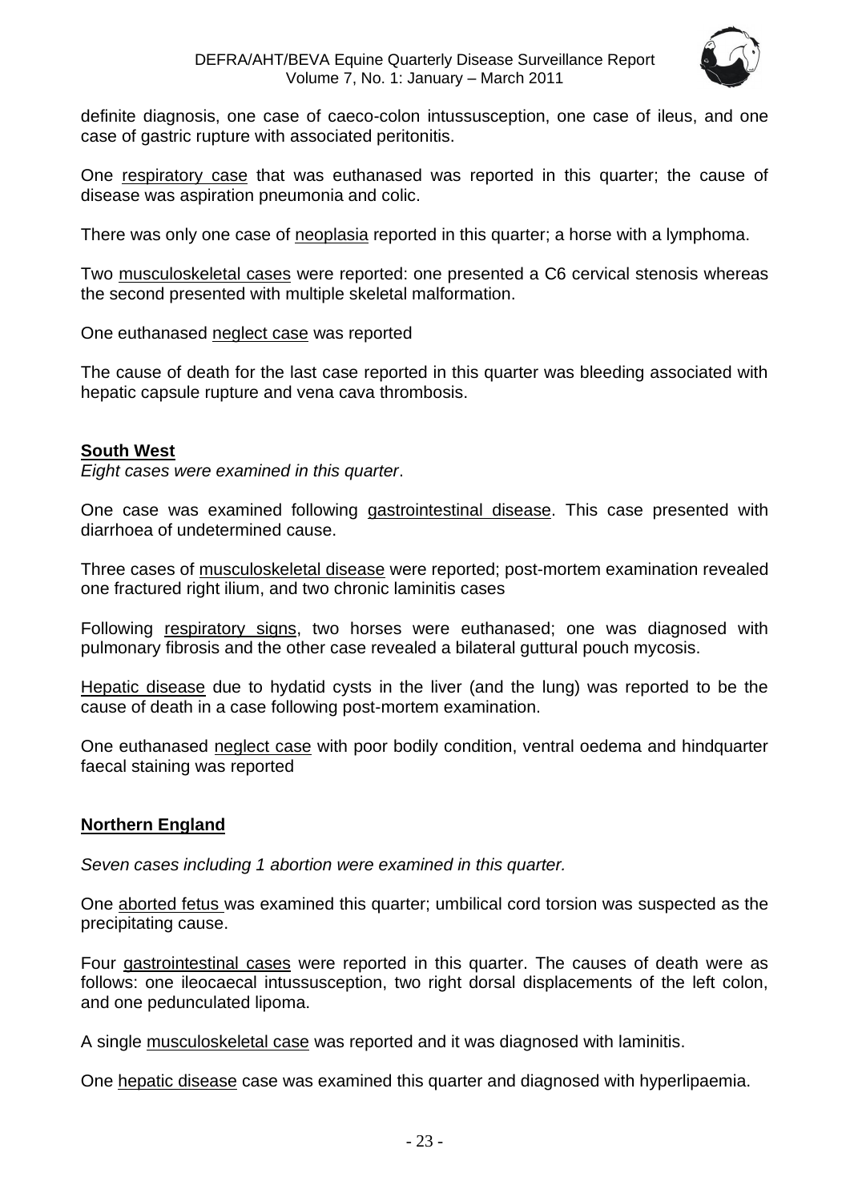definite diagnosis, one case of caeco-colon intussusception, one case of ileus, and one case of gastric rupture with associated peritonitis.

One respiratory case that was euthanased was reported in this quarter; the cause of disease was aspiration pneumonia and colic.

There was only one case of neoplasia reported in this quarter; a horse with a lymphoma.

Two musculoskeletal cases were reported: one presented a C6 cervical stenosis whereas the second presented with multiple skeletal malformation.

One euthanased neglect case was reported

The cause of death for the last case reported in this quarter was bleeding associated with hepatic capsule rupture and vena cava thrombosis.

**South West**

*Eight cases were examined in this quarter*.

One case was examined following gastrointestinal disease. This case presented with diarrhoea of undetermined cause.

Three cases of musculoskeletal disease were reported; post-mortem examination revealed one fractured right ilium, and two chronic laminitis cases

Following respiratory signs, two horses were euthanased; one was diagnosed with pulmonary fibrosis and the other case revealed a bilateral guttural pouch mycosis.

Hepatic disease due to hydatid cysts in the liver (and the lung) was reported to be the cause of death in a case following post-mortem examination.

One euthanased neglect case with poor bodily condition, ventral oedema and hindquarter faecal staining was reported

**Northern England**

*Seven cases including 1 abortion were examined in this quarter.*

One aborted fetus was examined this quarter; umbilical cord torsion was suspected as the precipitating cause.

Four gastrointestinal cases were reported in this quarter. The causes of death were as follows: one ileocaecal intussusception, two right dorsal displacements of the left colon, and one pedunculated lipoma.

A single musculoskeletal case was reported and it was diagnosed with laminitis.

One hepatic disease case was examined this quarter and diagnosed with hyperlipaemia.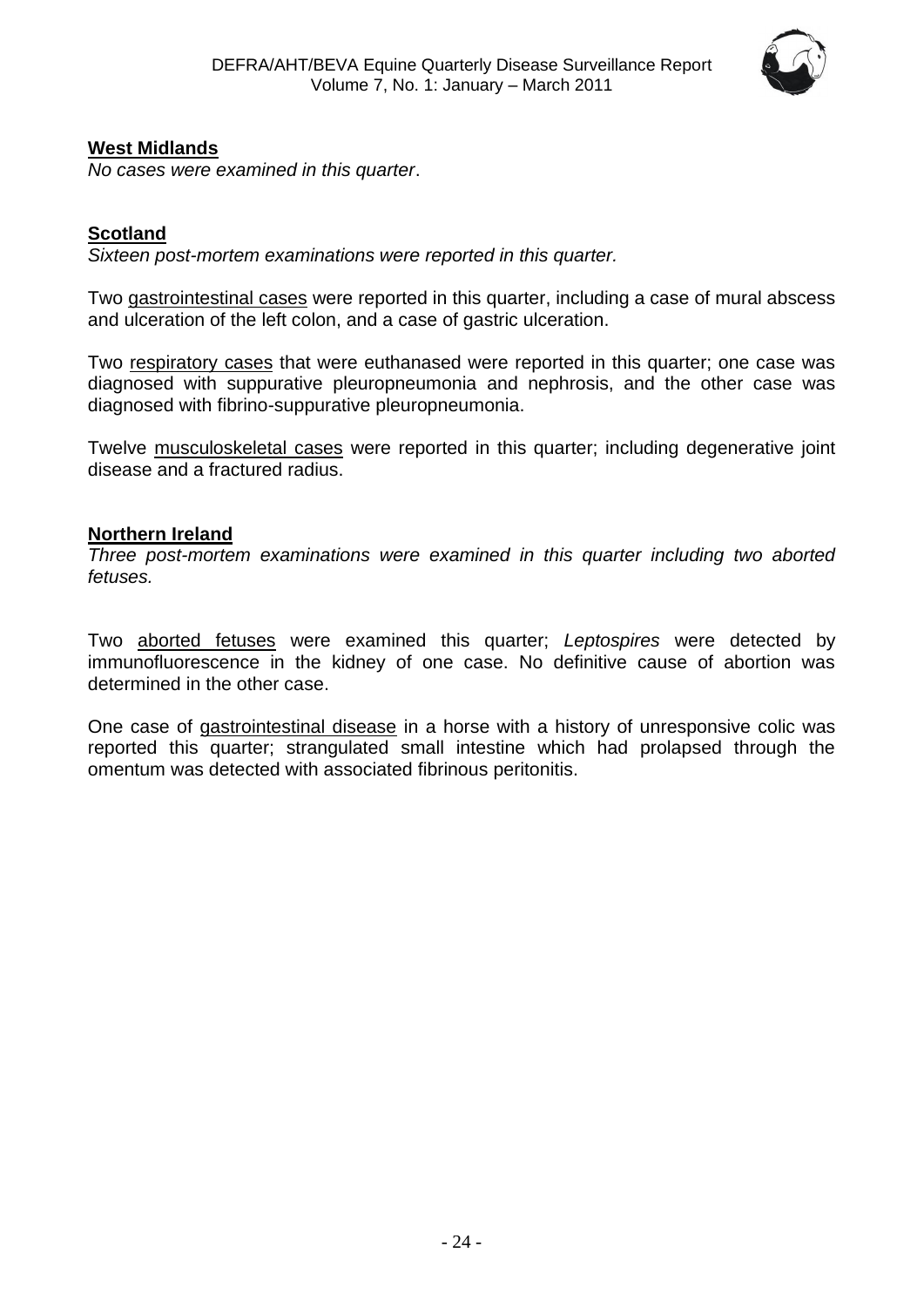**West Midlands**

*No cases were examined in this quarter*.

**Scotland**

*Sixteen post-mortem examinations were reported in this quarter.*

Two gastrointestinal cases were reported in this quarter, including a case of mural abscess and ulceration of the left colon, and a case of gastric ulceration.

Two respiratory cases that were euthanased were reported in this quarter; one case was diagnosed with suppurative pleuropneumonia and nephrosis, and the other case was diagnosed with fibrino-suppurative pleuropneumonia.

Twelve musculoskeletal cases were reported in this quarter; including degenerative joint disease and a fractured radius.

**Northern Ireland**

*Three post-mortem examinations were examined in this quarter including two aborted fetuses.*

Two aborted fetuses were examined this quarter; *Leptospires* were detected by immunofluorescence in the kidney of one case. No definitive cause of abortion was determined in the other case.

One case of gastrointestinal disease in a horse with a history of unresponsive colic was reported this quarter; strangulated small intestine which had prolapsed through the omentum was detected with associated fibrinous peritonitis.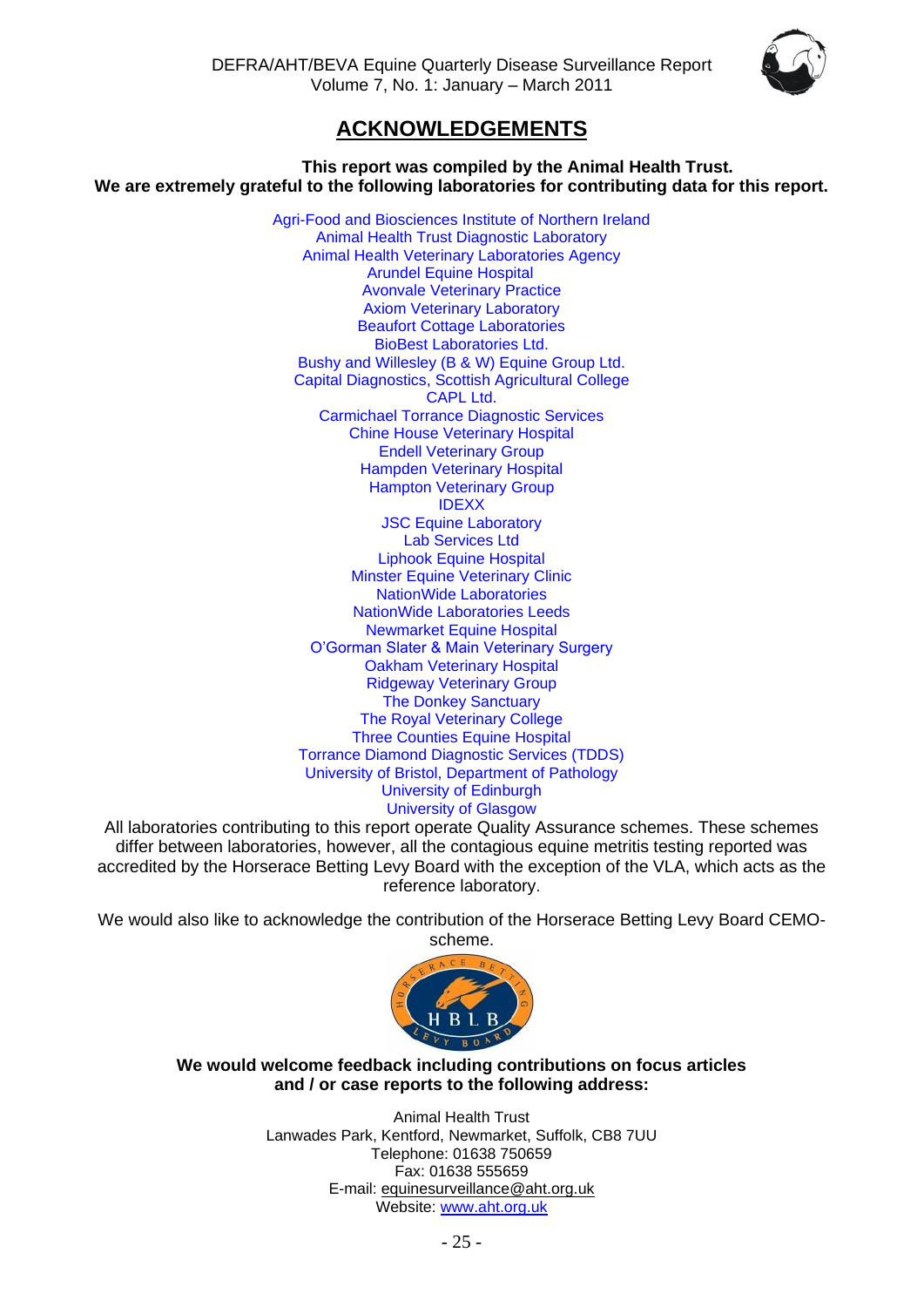# ACKNOWLEDGEMENTS

**This report was compiled by the Animal Health Trust.**
**We are extremely grateful to the following laboratories for contributing data for this report.**

Agri-Food and Biosciences Institute of Northern Ireland
Animal Health Trust Diagnostic Laboratory
Animal Health Veterinary Laboratories Agency
Arundel Equine Hospital
Avonvale Veterinary Practice
Axiom Veterinary Laboratory
Beaufort Cottage Laboratories
BioBest Laboratories Ltd.
Bushy and Willesley (B & W) Equine Group Ltd.
Capital Diagnostics, Scottish Agricultural College
CAPL Ltd.
Carmichael Torrance Diagnostic Services
Chine House Veterinary Hospital
Endell Veterinary Group
Hampden Veterinary Hospital
Hampton Veterinary Group
IDEXX
JSC Equine Laboratory
Lab Services Ltd
Liphook Equine Hospital
Minster Equine Veterinary Clinic
NationWide Laboratories
NationWide Laboratories Leeds
Newmarket Equine Hospital
O'Gorman Slater & Main Veterinary Surgery
Oakham Veterinary Hospital
Ridgeway Veterinary Group
The Donkey Sanctuary
The Royal Veterinary College
Three Counties Equine Hospital
Torrance Diamond Diagnostic Services (TDDS)
University of Bristol, Department of Pathology
University of Edinburgh
University of Glasgow

All laboratories contributing to this report operate Quality Assurance schemes. These schemes differ between laboratories, however, all the contagious equine metritis testing reported was accredited by the Horserace Betting Levy Board with the exception of the VLA, which acts as the reference laboratory.

We would also like to acknowledge the contribution of the Horserace Betting Levy Board CEMO-scheme.

**We would welcome feedback including contributions on focus articles and / or case reports to the following address:**

Animal Health Trust
Lanwades Park, Kentford, Newmarket, Suffolk, CB8 7UU
Telephone: 01638 750659
Fax: 01638 555659
E-mail: equinesurveillance@aht.org.uk
Website: www.aht.org.uk